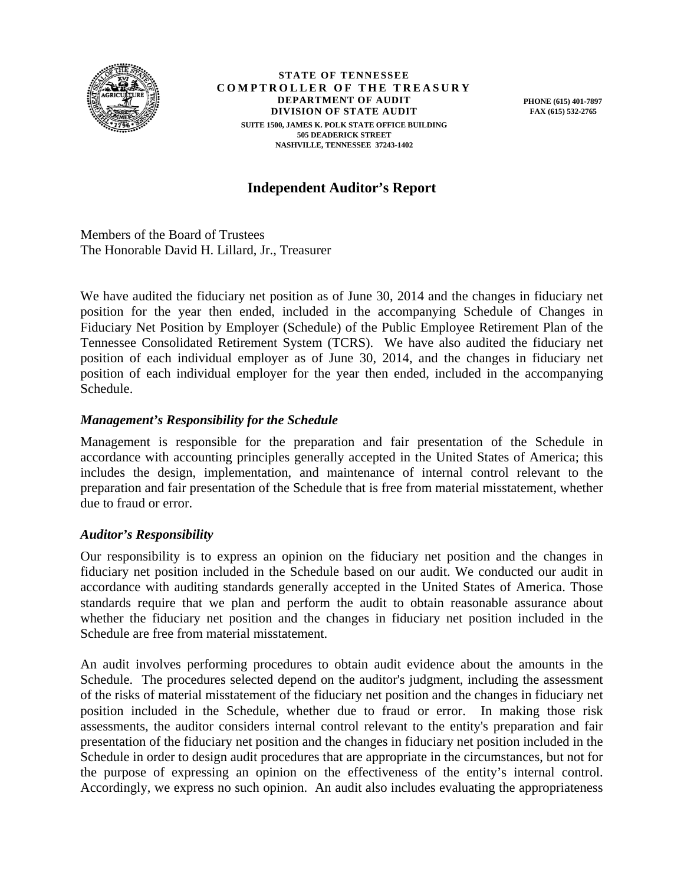**STATE OF TENNESSEE**
**COMPTROLLER OF THE TREASURY**
**DEPARTMENT OF AUDIT**
**DIVISION OF STATE AUDIT**
SUITE 1500, JAMES K. POLK STATE OFFICE BUILDING
505 DEADERICK STREET
NASHVILLE, TENNESSEE 37243-1402

PHONE (615) 401-7897
FAX (615) 532-2765

# Independent Auditor's Report

Members of the Board of Trustees
The Honorable David H. Lillard, Jr., Treasurer

We have audited the fiduciary net position as of June 30, 2014 and the changes in fiduciary net position for the year then ended, included in the accompanying Schedule of Changes in Fiduciary Net Position by Employer (Schedule) of the Public Employee Retirement Plan of the Tennessee Consolidated Retirement System (TCRS). We have also audited the fiduciary net position of each individual employer as of June 30, 2014, and the changes in fiduciary net position of each individual employer for the year then ended, included in the accompanying Schedule.

### *Management's Responsibility for the Schedule*

Management is responsible for the preparation and fair presentation of the Schedule in accordance with accounting principles generally accepted in the United States of America; this includes the design, implementation, and maintenance of internal control relevant to the preparation and fair presentation of the Schedule that is free from material misstatement, whether due to fraud or error.

### *Auditor's Responsibility*

Our responsibility is to express an opinion on the fiduciary net position and the changes in fiduciary net position included in the Schedule based on our audit. We conducted our audit in accordance with auditing standards generally accepted in the United States of America. Those standards require that we plan and perform the audit to obtain reasonable assurance about whether the fiduciary net position and the changes in fiduciary net position included in the Schedule are free from material misstatement.

An audit involves performing procedures to obtain audit evidence about the amounts in the Schedule. The procedures selected depend on the auditor's judgment, including the assessment of the risks of material misstatement of the fiduciary net position and the changes in fiduciary net position included in the Schedule, whether due to fraud or error. In making those risk assessments, the auditor considers internal control relevant to the entity's preparation and fair presentation of the fiduciary net position and the changes in fiduciary net position included in the Schedule in order to design audit procedures that are appropriate in the circumstances, but not for the purpose of expressing an opinion on the effectiveness of the entity's internal control. Accordingly, we express no such opinion. An audit also includes evaluating the appropriateness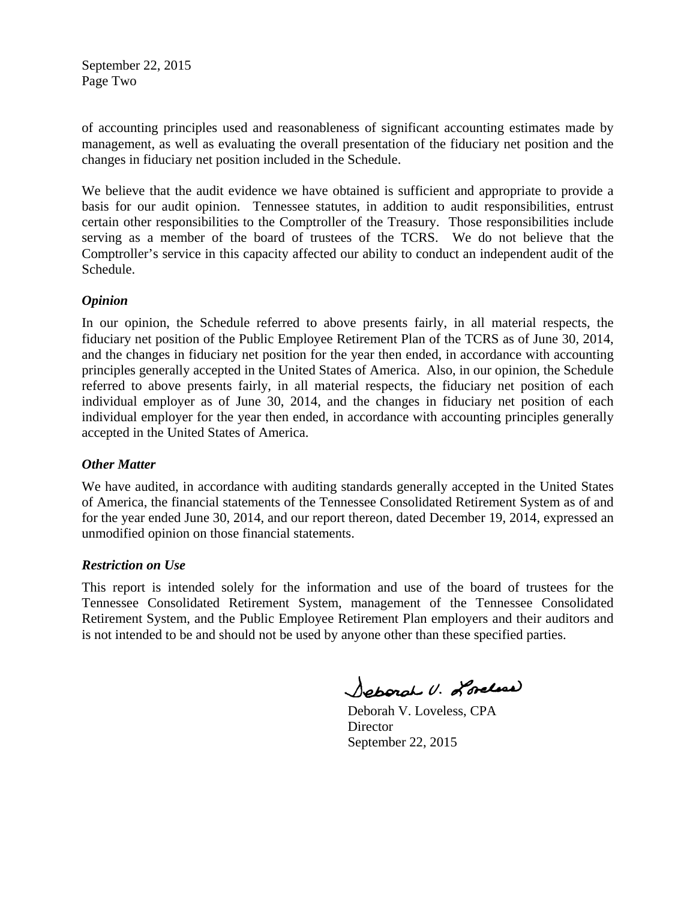of accounting principles used and reasonableness of significant accounting estimates made by management, as well as evaluating the overall presentation of the fiduciary net position and the changes in fiduciary net position included in the Schedule.

We believe that the audit evidence we have obtained is sufficient and appropriate to provide a basis for our audit opinion. Tennessee statutes, in addition to audit responsibilities, entrust certain other responsibilities to the Comptroller of the Treasury. Those responsibilities include serving as a member of the board of trustees of the TCRS. We do not believe that the Comptroller's service in this capacity affected our ability to conduct an independent audit of the Schedule.

***Opinion***

In our opinion, the Schedule referred to above presents fairly, in all material respects, the fiduciary net position of the Public Employee Retirement Plan of the TCRS as of June 30, 2014, and the changes in fiduciary net position for the year then ended, in accordance with accounting principles generally accepted in the United States of America. Also, in our opinion, the Schedule referred to above presents fairly, in all material respects, the fiduciary net position of each individual employer as of June 30, 2014, and the changes in fiduciary net position of each individual employer for the year then ended, in accordance with accounting principles generally accepted in the United States of America.

***Other Matter***

We have audited, in accordance with auditing standards generally accepted in the United States of America, the financial statements of the Tennessee Consolidated Retirement System as of and for the year ended June 30, 2014, and our report thereon, dated December 19, 2014, expressed an unmodified opinion on those financial statements.

***Restriction on Use***

This report is intended solely for the information and use of the board of trustees for the Tennessee Consolidated Retirement System, management of the Tennessee Consolidated Retirement System, and the Public Employee Retirement Plan employers and their auditors and is not intended to be and should not be used by anyone other than these specified parties.

Deborah V. Loveless

Deborah V. Loveless, CPA
Director
September 22, 2015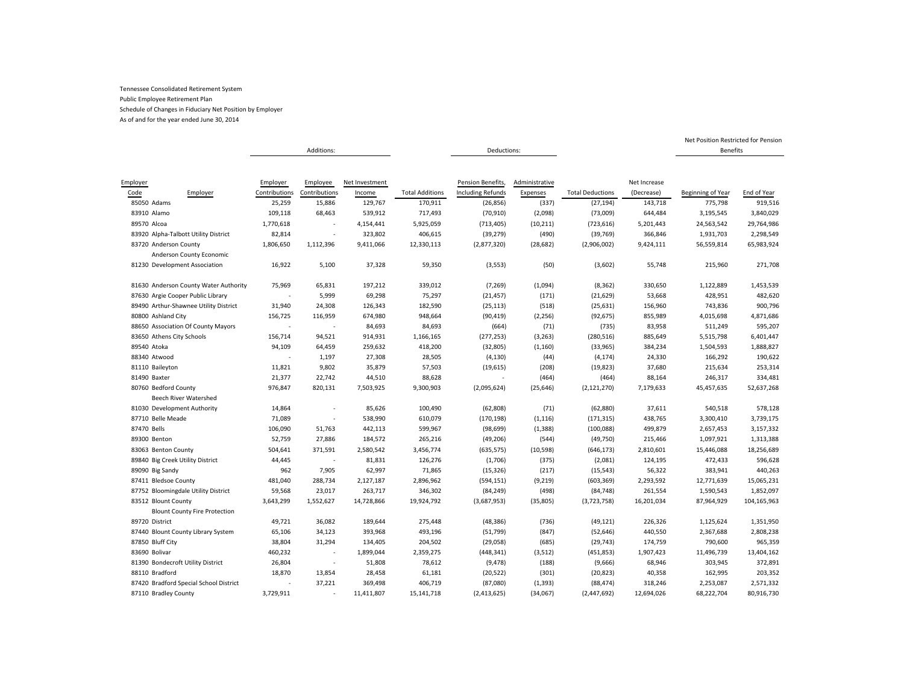Tennessee Consolidated Retirement System

Public Employee Retirement Plan

Schedule of Changes in Fiduciary Net Position by Employer

As of and for the year ended June 30, 2014

| | | Additions: | | | | Deductions: | | | | Net Position Restricted for Pension Benefits | |
|---|---|---|---|---|---|---|---|---|---|---|---|
| Employer Code | Employer | Employer Contributions | Employee Contributions | Net Investment Income | Total Additions | Pension Benefits, Including Refunds | Administrative Expenses | Total Deductions | Net Increase (Decrease) | Beginning of Year | End of Year |
| 85050 | Adams | 25,259 | 15,886 | 129,767 | 170,911 | (26,856) | (337) | (27,194) | 143,718 | 775,798 | 919,516 |
| 83910 | Alamo | 109,118 | 68,463 | 539,912 | 717,493 | (70,910) | (2,098) | (73,009) | 644,484 | 3,195,545 | 3,840,029 |
| 89570 | Alcoa | 1,770,618 | - | 4,154,441 | 5,925,059 | (713,405) | (10,211) | (723,616) | 5,201,443 | 24,563,542 | 29,764,986 |
| 83920 | Alpha-Talbott Utility District | 82,814 | - | 323,802 | 406,615 | (39,279) | (490) | (39,769) | 366,846 | 1,931,703 | 2,298,549 |
| 83720 | Anderson County | 1,806,650 | 1,112,396 | 9,411,066 | 12,330,113 | (2,877,320) | (28,682) | (2,906,002) | 9,424,111 | 56,559,814 | 65,983,924 |
| 81230 | Anderson County Economic Development Association | 16,922 | 5,100 | 37,328 | 59,350 | (3,553) | (50) | (3,602) | 55,748 | 215,960 | 271,708 |
| 81630 | Anderson County Water Authority | 75,969 | 65,831 | 197,212 | 339,012 | (7,269) | (1,094) | (8,362) | 330,650 | 1,122,889 | 1,453,539 |
| 87630 | Argie Cooper Public Library | - | 5,999 | 69,298 | 75,297 | (21,457) | (171) | (21,629) | 53,668 | 428,951 | 482,620 |
| 89490 | Arthur-Shawnee Utility District | 31,940 | 24,308 | 126,343 | 182,590 | (25,113) | (518) | (25,631) | 156,960 | 743,836 | 900,796 |
| 80800 | Ashland City | 156,725 | 116,959 | 674,980 | 948,664 | (90,419) | (2,256) | (92,675) | 855,989 | 4,015,698 | 4,871,686 |
| 88650 | Association Of County Mayors | - | - | 84,693 | 84,693 | (664) | (71) | (735) | 83,958 | 511,249 | 595,207 |
| 83650 | Athens City Schools | 156,714 | 94,521 | 914,931 | 1,166,165 | (277,253) | (3,263) | (280,516) | 885,649 | 5,515,798 | 6,401,447 |
| 89540 | Atoka | 94,109 | 64,459 | 259,632 | 418,200 | (32,805) | (1,160) | (33,965) | 384,234 | 1,504,593 | 1,888,827 |
| 88340 | Atwood | - | 1,197 | 27,308 | 28,505 | (4,130) | (44) | (4,174) | 24,330 | 166,292 | 190,622 |
| 81110 | Baileyton | 11,821 | 9,802 | 35,879 | 57,503 | (19,615) | (208) | (19,823) | 37,680 | 215,634 | 253,314 |
| 81490 | Baxter | 21,377 | 22,742 | 44,510 | 88,628 | - | (464) | (464) | 88,164 | 246,317 | 334,481 |
| 80760 | Bedford County | 976,847 | 820,131 | 7,503,925 | 9,300,903 | (2,095,624) | (25,646) | (2,121,270) | 7,179,633 | 45,457,635 | 52,637,268 |
| 81030 | Beech River Watershed Development Authority | 14,864 | - | 85,626 | 100,490 | (62,808) | (71) | (62,880) | 37,611 | 540,518 | 578,128 |
| 87710 | Belle Meade | 71,089 | - | 538,990 | 610,079 | (170,198) | (1,116) | (171,315) | 438,765 | 3,300,410 | 3,739,175 |
| 87470 | Bells | 106,090 | 51,763 | 442,113 | 599,967 | (98,699) | (1,388) | (100,088) | 499,879 | 2,657,453 | 3,157,332 |
| 89300 | Benton | 52,759 | 27,886 | 184,572 | 265,216 | (49,206) | (544) | (49,750) | 215,466 | 1,097,921 | 1,313,388 |
| 83063 | Benton County | 504,641 | 371,591 | 2,580,542 | 3,456,774 | (635,575) | (10,598) | (646,173) | 2,810,601 | 15,446,088 | 18,256,689 |
| 89840 | Big Creek Utility District | 44,445 | - | 81,831 | 126,276 | (1,706) | (375) | (2,081) | 124,195 | 472,433 | 596,628 |
| 89090 | Big Sandy | 962 | 7,905 | 62,997 | 71,865 | (15,326) | (217) | (15,543) | 56,322 | 383,941 | 440,263 |
| 87411 | Bledsoe County | 481,040 | 288,734 | 2,127,187 | 2,896,962 | (594,151) | (9,219) | (603,369) | 2,293,592 | 12,771,639 | 15,065,231 |
| 87752 | Bloomingdale Utility District | 59,568 | 23,017 | 263,717 | 346,302 | (84,249) | (498) | (84,748) | 261,554 | 1,590,543 | 1,852,097 |
| 83512 | Blount County | 3,643,299 | 1,552,627 | 14,728,866 | 19,924,792 | (3,687,953) | (35,805) | (3,723,758) | 16,201,034 | 87,964,929 | 104,165,963 |
| 89720 | Blount County Fire Protection District | 49,721 | 36,082 | 189,644 | 275,448 | (48,386) | (736) | (49,121) | 226,326 | 1,125,624 | 1,351,950 |
| 87440 | Blount County Library System | 65,106 | 34,123 | 393,968 | 493,196 | (51,799) | (847) | (52,646) | 440,550 | 2,367,688 | 2,808,238 |
| 87850 | Bluff City | 38,804 | 31,294 | 134,405 | 204,502 | (29,058) | (685) | (29,743) | 174,759 | 790,600 | 965,359 |
| 83690 | Bolivar | 460,232 | - | 1,899,044 | 2,359,275 | (448,341) | (3,512) | (451,853) | 1,907,423 | 11,496,739 | 13,404,162 |
| 81390 | Bondecroft Utility District | 26,804 | - | 51,808 | 78,612 | (9,478) | (188) | (9,666) | 68,946 | 303,945 | 372,891 |
| 88110 | Bradford | 18,870 | 13,854 | 28,458 | 61,181 | (20,522) | (301) | (20,823) | 40,358 | 162,995 | 203,352 |
| 87420 | Bradford Special School District | - | 37,221 | 369,498 | 406,719 | (87,080) | (1,393) | (88,474) | 318,246 | 2,253,087 | 2,571,332 |
| 87110 | Bradley County | 3,729,911 | - | 11,411,807 | 15,141,718 | (2,413,625) | (34,067) | (2,447,692) | 12,694,026 | 68,222,704 | 80,916,730 |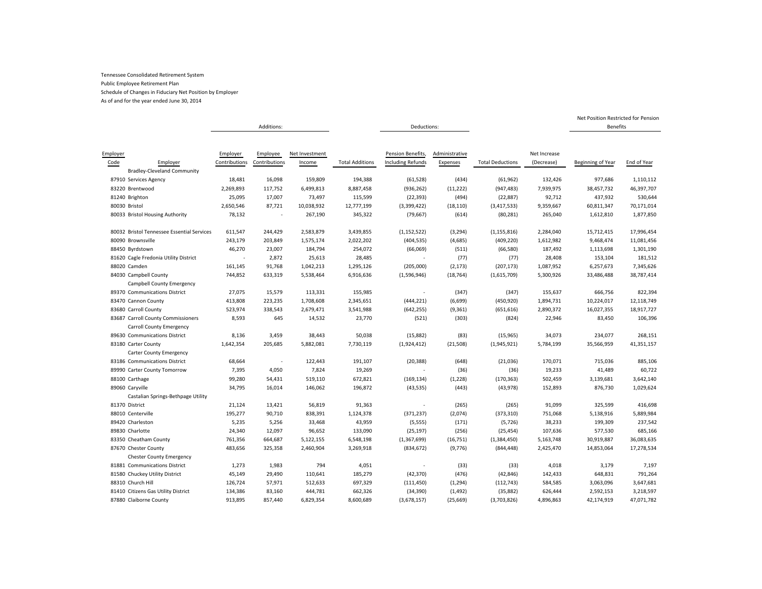Tennessee Consolidated Retirement System

Public Employee Retirement Plan

Schedule of Changes in Fiduciary Net Position by Employer

As of and for the year ended June 30, 2014

| | | Additions: | | | | Deductions: | | | | Net Position Restricted for Pension Benefits | |
|---|---|---|---|---|---|---|---|---|---|---|---|
| Employer Code | Employer | Employer Contributions | Employee Contributions | Net Investment Income | Total Additions | Pension Benefits, Including Refunds | Administrative Expenses | Total Deductions | Net Increase (Decrease) | Beginning of Year | End of Year |
| 87910 | Bradley-Cleveland Community Services Agency | 18,481 | 16,098 | 159,809 | 194,388 | (61,528) | (434) | (61,962) | 132,426 | 977,686 | 1,110,112 |
| 83220 | Brentwood | 2,269,893 | 117,752 | 6,499,813 | 8,887,458 | (936,262) | (11,222) | (947,483) | 7,939,975 | 38,457,732 | 46,397,707 |
| 81240 | Brighton | 25,095 | 17,007 | 73,497 | 115,599 | (22,393) | (494) | (22,887) | 92,712 | 437,932 | 530,644 |
| 80030 | Bristol | 2,650,546 | 87,721 | 10,038,932 | 12,777,199 | (3,399,422) | (18,110) | (3,417,533) | 9,359,667 | 60,811,347 | 70,171,014 |
| 80033 | Bristol Housing Authority | 78,132 | - | 267,190 | 345,322 | (79,667) | (614) | (80,281) | 265,040 | 1,612,810 | 1,877,850 |
| 80032 | Bristol Tennessee Essential Services | 611,547 | 244,429 | 2,583,879 | 3,439,855 | (1,152,522) | (3,294) | (1,155,816) | 2,284,040 | 15,712,415 | 17,996,454 |
| 80090 | Brownsville | 243,179 | 203,849 | 1,575,174 | 2,022,202 | (404,535) | (4,685) | (409,220) | 1,612,982 | 9,468,474 | 11,081,456 |
| 88450 | Byrdstown | 46,270 | 23,007 | 184,794 | 254,072 | (66,069) | (511) | (66,580) | 187,492 | 1,113,698 | 1,301,190 |
| 81620 | Cagle Fredonia Utility District | - | 2,872 | 25,613 | 28,485 | - | (77) | (77) | 28,408 | 153,104 | 181,512 |
| 88020 | Camden | 161,145 | 91,768 | 1,042,213 | 1,295,126 | (205,000) | (2,173) | (207,173) | 1,087,952 | 6,257,673 | 7,345,626 |
| 84030 | Campbell County | 744,852 | 633,319 | 5,538,464 | 6,916,636 | (1,596,946) | (18,764) | (1,615,709) | 5,300,926 | 33,486,488 | 38,787,414 |
| 89370 | Campbell County Emergency Communications District | 27,075 | 15,579 | 113,331 | 155,985 | - | (347) | (347) | 155,637 | 666,756 | 822,394 |
| 83470 | Cannon County | 413,808 | 223,235 | 1,708,608 | 2,345,651 | (444,221) | (6,699) | (450,920) | 1,894,731 | 10,224,017 | 12,118,749 |
| 83680 | Carroll County | 523,974 | 338,543 | 2,679,471 | 3,541,988 | (642,255) | (9,361) | (651,616) | 2,890,372 | 16,027,355 | 18,917,727 |
| 83687 | Carroll County Commissioners | 8,593 | 645 | 14,532 | 23,770 | (521) | (303) | (824) | 22,946 | 83,450 | 106,396 |
| 89630 | Carroll County Emergency Communications District | 8,136 | 3,459 | 38,443 | 50,038 | (15,882) | (83) | (15,965) | 34,073 | 234,077 | 268,151 |
| 83180 | Carter County | 1,642,354 | 205,685 | 5,882,081 | 7,730,119 | (1,924,412) | (21,508) | (1,945,921) | 5,784,199 | 35,566,959 | 41,351,157 |
| 83186 | Carter County Emergency Communications District | 68,664 | - | 122,443 | 191,107 | (20,388) | (648) | (21,036) | 170,071 | 715,036 | 885,106 |
| 89990 | Carter County Tomorrow | 7,395 | 4,050 | 7,824 | 19,269 | - | (36) | (36) | 19,233 | 41,489 | 60,722 |
| 88100 | Carthage | 99,280 | 54,431 | 519,110 | 672,821 | (169,134) | (1,228) | (170,363) | 502,459 | 3,139,681 | 3,642,140 |
| 89060 | Caryville | 34,795 | 16,014 | 146,062 | 196,872 | (43,535) | (443) | (43,978) | 152,893 | 876,730 | 1,029,624 |
| 81370 | Castalian Springs-Bethpage Utility District | 21,124 | 13,421 | 56,819 | 91,363 | - | (265) | (265) | 91,099 | 325,599 | 416,698 |
| 88010 | Centerville | 195,277 | 90,710 | 838,391 | 1,124,378 | (371,237) | (2,074) | (373,310) | 751,068 | 5,138,916 | 5,889,984 |
| 89420 | Charleston | 5,235 | 5,256 | 33,468 | 43,959 | (5,555) | (171) | (5,726) | 38,233 | 199,309 | 237,542 |
| 89830 | Charlotte | 24,340 | 12,097 | 96,652 | 133,090 | (25,197) | (256) | (25,454) | 107,636 | 577,530 | 685,166 |
| 83350 | Cheatham County | 761,356 | 664,687 | 5,122,155 | 6,548,198 | (1,367,699) | (16,751) | (1,384,450) | 5,163,748 | 30,919,887 | 36,083,635 |
| 87670 | Chester County | 483,656 | 325,358 | 2,460,904 | 3,269,918 | (834,672) | (9,776) | (844,448) | 2,425,470 | 14,853,064 | 17,278,534 |
| 81881 | Chester County Emergency Communications District | 1,273 | 1,983 | 794 | 4,051 | - | (33) | (33) | 4,018 | 3,179 | 7,197 |
| 81580 | Chuckey Utility District | 45,149 | 29,490 | 110,641 | 185,279 | (42,370) | (476) | (42,846) | 142,433 | 648,831 | 791,264 |
| 88310 | Church Hill | 126,724 | 57,971 | 512,633 | 697,329 | (111,450) | (1,294) | (112,743) | 584,585 | 3,063,096 | 3,647,681 |
| 81410 | Citizens Gas Utility District | 134,386 | 83,160 | 444,781 | 662,326 | (34,390) | (1,492) | (35,882) | 626,444 | 2,592,153 | 3,218,597 |
| 87880 | Claiborne County | 913,895 | 857,440 | 6,829,354 | 8,600,689 | (3,678,157) | (25,669) | (3,703,826) | 4,896,863 | 42,174,919 | 47,071,782 |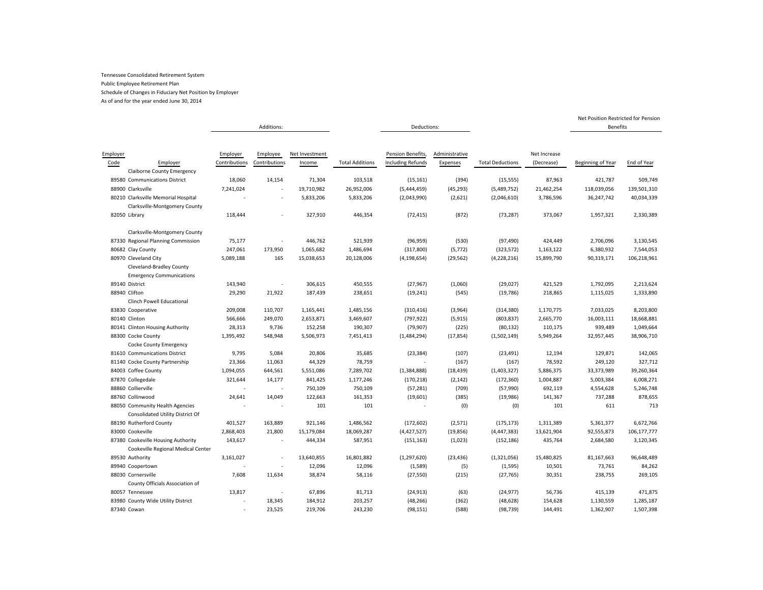Tennessee Consolidated Retirement System
Public Employee Retirement Plan
Schedule of Changes in Fiduciary Net Position by Employer
As of and for the year ended June 30, 2014

| | | Additions: | | | | Deductions: | | | | Net Position Restricted for Pension Benefits | |
|---|---|---|---|---|---|---|---|---|---|---|---|
| Employer Code | Employer | Employer Contributions | Employee Contributions | Net Investment Income | Total Additions | Pension Benefits, Including Refunds | Administrative Expenses | Total Deductions | Net Increase (Decrease) | Beginning of Year | End of Year |
| 89580 | Claiborne County Emergency Communications District | 18,060 | 14,154 | 71,304 | 103,518 | (15,161) | (394) | (15,555) | 87,963 | 421,787 | 509,749 |
| 88900 | Clarksville | 7,241,024 | - | 19,710,982 | 26,952,006 | (5,444,459) | (45,293) | (5,489,752) | 21,462,254 | 118,039,056 | 139,501,310 |
| 80210 | Clarksville Memorial Hospital | - | - | 5,833,206 | 5,833,206 | (2,043,990) | (2,621) | (2,046,610) | 3,786,596 | 36,247,742 | 40,034,339 |
| 82050 | Clarksville-Montgomery County Library | 118,444 | - | 327,910 | 446,354 | (72,415) | (872) | (73,287) | 373,067 | 1,957,321 | 2,330,389 |
| 87330 | Clarksville-Montgomery County Regional Planning Commission | 75,177 | - | 446,762 | 521,939 | (96,959) | (530) | (97,490) | 424,449 | 2,706,096 | 3,130,545 |
| 80682 | Clay County | 247,061 | 173,950 | 1,065,682 | 1,486,694 | (317,800) | (5,772) | (323,572) | 1,163,122 | 6,380,932 | 7,544,053 |
| 80970 | Cleveland City | 5,089,188 | 165 | 15,038,653 | 20,128,006 | (4,198,654) | (29,562) | (4,228,216) | 15,899,790 | 90,319,171 | 106,218,961 |
| 89140 | Cleveland-Bradley County Emergency Communications District | 143,940 | - | 306,615 | 450,555 | (27,967) | (1,060) | (29,027) | 421,529 | 1,792,095 | 2,213,624 |
| 88940 | Clifton | 29,290 | 21,922 | 187,439 | 238,651 | (19,241) | (545) | (19,786) | 218,865 | 1,115,025 | 1,333,890 |
| 83830 | Clinch Powell Educational Cooperative | 209,008 | 110,707 | 1,165,441 | 1,485,156 | (310,416) | (3,964) | (314,380) | 1,170,775 | 7,033,025 | 8,203,800 |
| 80140 | Clinton | 566,666 | 249,070 | 2,653,871 | 3,469,607 | (797,922) | (5,915) | (803,837) | 2,665,770 | 16,003,111 | 18,668,881 |
| 80141 | Clinton Housing Authority | 28,313 | 9,736 | 152,258 | 190,307 | (79,907) | (225) | (80,132) | 110,175 | 939,489 | 1,049,664 |
| 88300 | Cocke County | 1,395,492 | 548,948 | 5,506,973 | 7,451,413 | (1,484,294) | (17,854) | (1,502,149) | 5,949,264 | 32,957,445 | 38,906,710 |
| 81610 | Cocke County Emergency Communications District | 9,795 | 5,084 | 20,806 | 35,685 | (23,384) | (107) | (23,491) | 12,194 | 129,871 | 142,065 |
| 81140 | Cocke County Partnership | 23,366 | 11,063 | 44,329 | 78,759 | - | (167) | (167) | 78,592 | 249,120 | 327,712 |
| 84003 | Coffee County | 1,094,055 | 644,561 | 5,551,086 | 7,289,702 | (1,384,888) | (18,439) | (1,403,327) | 5,886,375 | 33,373,989 | 39,260,364 |
| 87870 | Collegedale | 321,644 | 14,177 | 841,425 | 1,177,246 | (170,218) | (2,142) | (172,360) | 1,004,887 | 5,003,384 | 6,008,271 |
| 88860 | Collierville | - | - | 750,109 | 750,109 | (57,281) | (709) | (57,990) | 692,119 | 4,554,628 | 5,246,748 |
| 88760 | Collinwood | 24,641 | 14,049 | 122,663 | 161,353 | (19,601) | (385) | (19,986) | 141,367 | 737,288 | 878,655 |
| 88050 | Community Health Agencies | - | - | 101 | 101 | - | (0) | (0) | 101 | 611 | 713 |
| 88190 | Consolidated Utility District Of Rutherford County | 401,527 | 163,889 | 921,146 | 1,486,562 | (172,602) | (2,571) | (175,173) | 1,311,389 | 5,361,377 | 6,672,766 |
| 83000 | Cookeville | 2,868,403 | 21,800 | 15,179,084 | 18,069,287 | (4,427,527) | (19,856) | (4,447,383) | 13,621,904 | 92,555,873 | 106,177,777 |
| 87380 | Cookeville Housing Authority | 143,617 | - | 444,334 | 587,951 | (151,163) | (1,023) | (152,186) | 435,764 | 2,684,580 | 3,120,345 |
| 89530 | Cookeville Regional Medical Center Authority | 3,161,027 | - | 13,640,855 | 16,801,882 | (1,297,620) | (23,436) | (1,321,056) | 15,480,825 | 81,167,663 | 96,648,489 |
| 89940 | Coopertown | - | - | 12,096 | 12,096 | (1,589) | (5) | (1,595) | 10,501 | 73,761 | 84,262 |
| 88030 | Cornersville | 7,608 | 11,634 | 38,874 | 58,116 | (27,550) | (215) | (27,765) | 30,351 | 238,755 | 269,105 |
| 80057 | County Officials Association of Tennessee | 13,817 | - | 67,896 | 81,713 | (24,913) | (63) | (24,977) | 56,736 | 415,139 | 471,875 |
| 83980 | County Wide Utility District | - | 18,345 | 184,912 | 203,257 | (48,266) | (362) | (48,628) | 154,628 | 1,130,559 | 1,285,187 |
| 87340 | Cowan | - | 23,525 | 219,706 | 243,230 | (98,151) | (588) | (98,739) | 144,491 | 1,362,907 | 1,507,398 |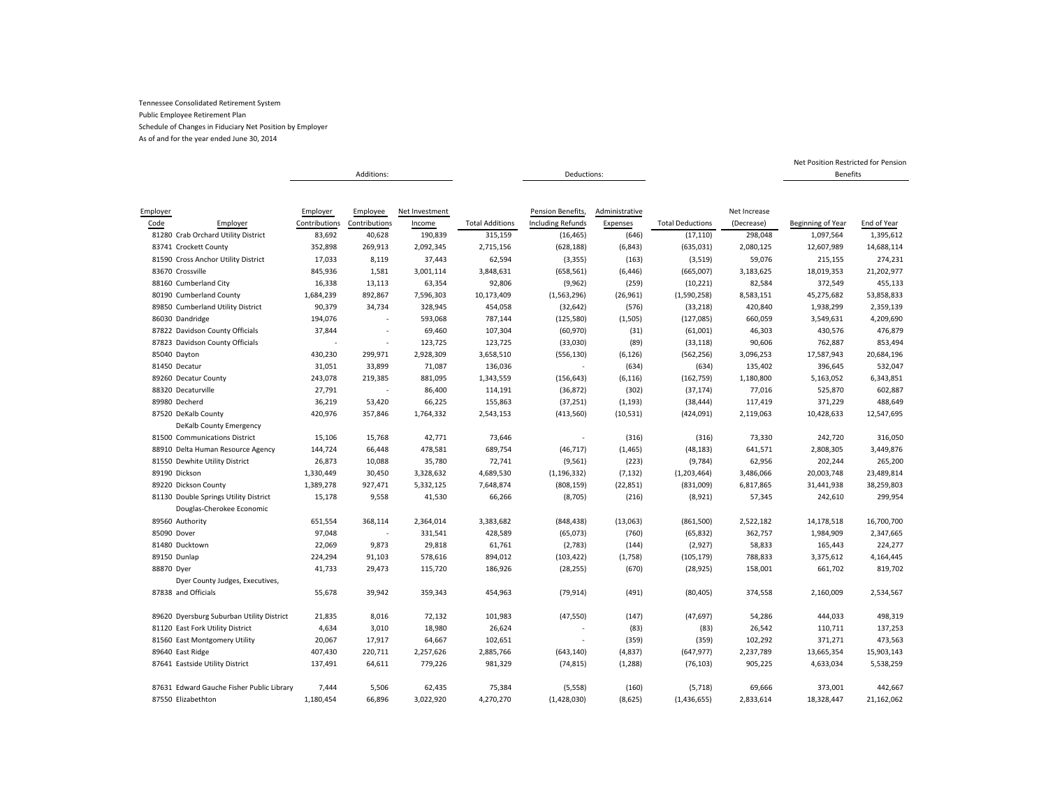Tennessee Consolidated Retirement System

Public Employee Retirement Plan

Schedule of Changes in Fiduciary Net Position by Employer

As of and for the year ended June 30, 2014

| | | Additions: | | | | Deductions: | | | | Net Position Restricted for Pension Benefits | |
|---|---|---|---|---|---|---|---|---|---|---|---|
| Employer Code | Employer | Employer Contributions | Employee Contributions | Net Investment Income | Total Additions | Pension Benefits, Including Refunds | Administrative Expenses | Total Deductions | Net Increase (Decrease) | Beginning of Year | End of Year |
| 81280 | Crab Orchard Utility District | 83,692 | 40,628 | 190,839 | 315,159 | (16,465) | (646) | (17,110) | 298,048 | 1,097,564 | 1,395,612 |
| 83741 | Crockett County | 352,898 | 269,913 | 2,092,345 | 2,715,156 | (628,188) | (6,843) | (635,031) | 2,080,125 | 12,607,989 | 14,688,114 |
| 81590 | Cross Anchor Utility District | 17,033 | 8,119 | 37,443 | 62,594 | (3,355) | (163) | (3,519) | 59,076 | 215,155 | 274,231 |
| 83670 | Crossville | 845,936 | 1,581 | 3,001,114 | 3,848,631 | (658,561) | (6,446) | (665,007) | 3,183,625 | 18,019,353 | 21,202,977 |
| 88160 | Cumberland City | 16,338 | 13,113 | 63,354 | 92,806 | (9,962) | (259) | (10,221) | 82,584 | 372,549 | 455,133 |
| 80190 | Cumberland County | 1,684,239 | 892,867 | 7,596,303 | 10,173,409 | (1,563,296) | (26,961) | (1,590,258) | 8,583,151 | 45,275,682 | 53,858,833 |
| 89850 | Cumberland Utility District | 90,379 | 34,734 | 328,945 | 454,058 | (32,642) | (576) | (33,218) | 420,840 | 1,938,299 | 2,359,139 |
| 86030 | Dandridge | 194,076 | - | 593,068 | 787,144 | (125,580) | (1,505) | (127,085) | 660,059 | 3,549,631 | 4,209,690 |
| 87822 | Davidson County Officials | 37,844 | - | 69,460 | 107,304 | (60,970) | (31) | (61,001) | 46,303 | 430,576 | 476,879 |
| 87823 | Davidson County Officials | - | - | 123,725 | 123,725 | (33,030) | (89) | (33,118) | 90,606 | 762,887 | 853,494 |
| 85040 | Dayton | 430,230 | 299,971 | 2,928,309 | 3,658,510 | (556,130) | (6,126) | (562,256) | 3,096,253 | 17,587,943 | 20,684,196 |
| 81450 | Decatur | 31,051 | 33,899 | 71,087 | 136,036 | - | (634) | (634) | 135,402 | 396,645 | 532,047 |
| 89260 | Decatur County | 243,078 | 219,385 | 881,095 | 1,343,559 | (156,643) | (6,116) | (162,759) | 1,180,800 | 5,163,052 | 6,343,851 |
| 88320 | Decaturville | 27,791 | - | 86,400 | 114,191 | (36,872) | (302) | (37,174) | 77,016 | 525,870 | 602,887 |
| 89980 | Decherd | 36,219 | 53,420 | 66,225 | 155,863 | (37,251) | (1,193) | (38,444) | 117,419 | 371,229 | 488,649 |
| 87520 | DeKalb County | 420,976 | 357,846 | 1,764,332 | 2,543,153 | (413,560) | (10,531) | (424,091) | 2,119,063 | 10,428,633 | 12,547,695 |
| 81500 | DeKalb County Emergency Communications District | 15,106 | 15,768 | 42,771 | 73,646 | - | (316) | (316) | 73,330 | 242,720 | 316,050 |
| 88910 | Delta Human Resource Agency | 144,724 | 66,448 | 478,581 | 689,754 | (46,717) | (1,465) | (48,183) | 641,571 | 2,808,305 | 3,449,876 |
| 81550 | Dewhite Utility District | 26,873 | 10,088 | 35,780 | 72,741 | (9,561) | (223) | (9,784) | 62,956 | 202,244 | 265,200 |
| 89190 | Dickson | 1,330,449 | 30,450 | 3,328,632 | 4,689,530 | (1,196,332) | (7,132) | (1,203,464) | 3,486,066 | 20,003,748 | 23,489,814 |
| 89220 | Dickson County | 1,389,278 | 927,471 | 5,332,125 | 7,648,874 | (808,159) | (22,851) | (831,009) | 6,817,865 | 31,441,938 | 38,259,803 |
| 81130 | Double Springs Utility District | 15,178 | 9,558 | 41,530 | 66,266 | (8,705) | (216) | (8,921) | 57,345 | 242,610 | 299,954 |
| 89560 | Douglas-Cherokee Economic Authority | 651,554 | 368,114 | 2,364,014 | 3,383,682 | (848,438) | (13,063) | (861,500) | 2,522,182 | 14,178,518 | 16,700,700 |
| 85090 | Dover | 97,048 | - | 331,541 | 428,589 | (65,073) | (760) | (65,832) | 362,757 | 1,984,909 | 2,347,665 |
| 81480 | Ducktown | 22,069 | 9,873 | 29,818 | 61,761 | (2,783) | (144) | (2,927) | 58,833 | 165,443 | 224,277 |
| 89150 | Dunlap | 224,294 | 91,103 | 578,616 | 894,012 | (103,422) | (1,758) | (105,179) | 788,833 | 3,375,612 | 4,164,445 |
| 88870 | Dyer | 41,733 | 29,473 | 115,720 | 186,926 | (28,255) | (670) | (28,925) | 158,001 | 661,702 | 819,702 |
| 87838 | Dyer County Judges, Executives, and Officials | 55,678 | 39,942 | 359,343 | 454,963 | (79,914) | (491) | (80,405) | 374,558 | 2,160,009 | 2,534,567 |
| 89620 | Dyersburg Suburban Utility District | 21,835 | 8,016 | 72,132 | 101,983 | (47,550) | (147) | (47,697) | 54,286 | 444,033 | 498,319 |
| 81120 | East Fork Utility District | 4,634 | 3,010 | 18,980 | 26,624 | - | (83) | (83) | 26,542 | 110,711 | 137,253 |
| 81560 | East Montgomery Utility | 20,067 | 17,917 | 64,667 | 102,651 | - | (359) | (359) | 102,292 | 371,271 | 473,563 |
| 89640 | East Ridge | 407,430 | 220,711 | 2,257,626 | 2,885,766 | (643,140) | (4,837) | (647,977) | 2,237,789 | 13,665,354 | 15,903,143 |
| 87641 | Eastside Utility District | 137,491 | 64,611 | 779,226 | 981,329 | (74,815) | (1,288) | (76,103) | 905,225 | 4,633,034 | 5,538,259 |
| 87631 | Edward Gauche Fisher Public Library | 7,444 | 5,506 | 62,435 | 75,384 | (5,558) | (160) | (5,718) | 69,666 | 373,001 | 442,667 |
| 87550 | Elizabethton | 1,180,454 | 66,896 | 3,022,920 | 4,270,270 | (1,428,030) | (8,625) | (1,436,655) | 2,833,614 | 18,328,447 | 21,162,062 |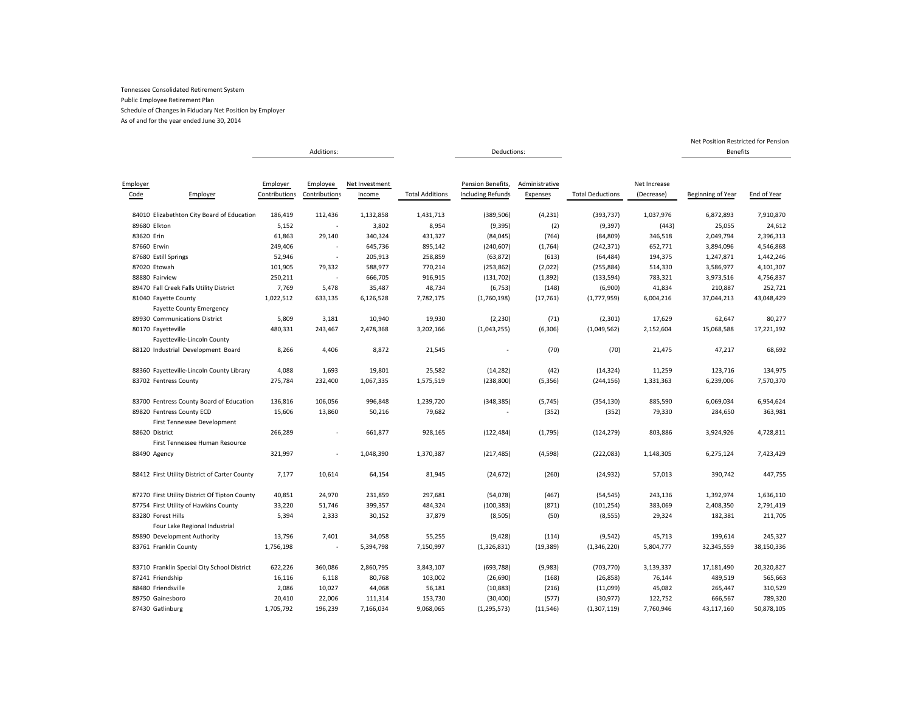Tennessee Consolidated Retirement System

Public Employee Retirement Plan

Schedule of Changes in Fiduciary Net Position by Employer

As of and for the year ended June 30, 2014

| | | Additions: | | | | Deductions: | | | | Net Position Restricted for Pension Benefits | |
|---|---|---|---|---|---|---|---|---|---|---|---|
| Employer Code | Employer | Employer Contributions | Employee Contributions | Net Investment Income | Total Additions | Pension Benefits, Including Refunds | Administrative Expenses | Total Deductions | Net Increase (Decrease) | Beginning of Year | End of Year |
| 84010 | Elizabethton City Board of Education | 186,419 | 112,436 | 1,132,858 | 1,431,713 | (389,506) | (4,231) | (393,737) | 1,037,976 | 6,872,893 | 7,910,870 |
| 89680 | Elkton | 5,152 | - | 3,802 | 8,954 | (9,395) | (2) | (9,397) | (443) | 25,055 | 24,612 |
| 83620 | Erin | 61,863 | 29,140 | 340,324 | 431,327 | (84,045) | (764) | (84,809) | 346,518 | 2,049,794 | 2,396,313 |
| 87660 | Erwin | 249,406 | - | 645,736 | 895,142 | (240,607) | (1,764) | (242,371) | 652,771 | 3,894,096 | 4,546,868 |
| 87680 | Estill Springs | 52,946 | - | 205,913 | 258,859 | (63,872) | (613) | (64,484) | 194,375 | 1,247,871 | 1,442,246 |
| 87020 | Etowah | 101,905 | 79,332 | 588,977 | 770,214 | (253,862) | (2,022) | (255,884) | 514,330 | 3,586,977 | 4,101,307 |
| 88880 | Fairview | 250,211 | - | 666,705 | 916,915 | (131,702) | (1,892) | (133,594) | 783,321 | 3,973,516 | 4,756,837 |
| 89470 | Fall Creek Falls Utility District | 7,769 | 5,478 | 35,487 | 48,734 | (6,753) | (148) | (6,900) | 41,834 | 210,887 | 252,721 |
| 81040 | Fayette County | 1,022,512 | 633,135 | 6,126,528 | 7,782,175 | (1,760,198) | (17,761) | (1,777,959) | 6,004,216 | 37,044,213 | 43,048,429 |
| 89930 | Fayette County Emergency Communications District | 5,809 | 3,181 | 10,940 | 19,930 | (2,230) | (71) | (2,301) | 17,629 | 62,647 | 80,277 |
| 80170 | Fayetteville | 480,331 | 243,467 | 2,478,368 | 3,202,166 | (1,043,255) | (6,306) | (1,049,562) | 2,152,604 | 15,068,588 | 17,221,192 |
| 88120 | Fayetteville-Lincoln County Industrial Development Board | 8,266 | 4,406 | 8,872 | 21,545 | - | (70) | (70) | 21,475 | 47,217 | 68,692 |
| 88360 | Fayetteville-Lincoln County Library | 4,088 | 1,693 | 19,801 | 25,582 | (14,282) | (42) | (14,324) | 11,259 | 123,716 | 134,975 |
| 83702 | Fentress County | 275,784 | 232,400 | 1,067,335 | 1,575,519 | (238,800) | (5,356) | (244,156) | 1,331,363 | 6,239,006 | 7,570,370 |
| 83700 | Fentress County Board of Education | 136,816 | 106,056 | 996,848 | 1,239,720 | (348,385) | (5,745) | (354,130) | 885,590 | 6,069,034 | 6,954,624 |
| 89820 | Fentress County ECD | 15,606 | 13,860 | 50,216 | 79,682 | - | (352) | (352) | 79,330 | 284,650 | 363,981 |
| 88620 | First Tennessee Development District | 266,289 | - | 661,877 | 928,165 | (122,484) | (1,795) | (124,279) | 803,886 | 3,924,926 | 4,728,811 |
| 88490 | First Tennessee Human Resource Agency | 321,997 | - | 1,048,390 | 1,370,387 | (217,485) | (4,598) | (222,083) | 1,148,305 | 6,275,124 | 7,423,429 |
| 88412 | First Utility District of Carter County | 7,177 | 10,614 | 64,154 | 81,945 | (24,672) | (260) | (24,932) | 57,013 | 390,742 | 447,755 |
| 87270 | First Utility District Of Tipton County | 40,851 | 24,970 | 231,859 | 297,681 | (54,078) | (467) | (54,545) | 243,136 | 1,392,974 | 1,636,110 |
| 87754 | First Utility of Hawkins County | 33,220 | 51,746 | 399,357 | 484,324 | (100,383) | (871) | (101,254) | 383,069 | 2,408,350 | 2,791,419 |
| 83280 | Forest Hills | 5,394 | 2,333 | 30,152 | 37,879 | (8,505) | (50) | (8,555) | 29,324 | 182,381 | 211,705 |
| 89890 | Four Lake Regional Industrial Development Authority | 13,796 | 7,401 | 34,058 | 55,255 | (9,428) | (114) | (9,542) | 45,713 | 199,614 | 245,327 |
| 83761 | Franklin County | 1,756,198 | - | 5,394,798 | 7,150,997 | (1,326,831) | (19,389) | (1,346,220) | 5,804,777 | 32,345,559 | 38,150,336 |
| 83710 | Franklin Special City School District | 622,226 | 360,086 | 2,860,795 | 3,843,107 | (693,788) | (9,983) | (703,770) | 3,139,337 | 17,181,490 | 20,320,827 |
| 87241 | Friendship | 16,116 | 6,118 | 80,768 | 103,002 | (26,690) | (168) | (26,858) | 76,144 | 489,519 | 565,663 |
| 88480 | Friendsville | 2,086 | 10,027 | 44,068 | 56,181 | (10,883) | (216) | (11,099) | 45,082 | 265,447 | 310,529 |
| 89750 | Gainesboro | 20,410 | 22,006 | 111,314 | 153,730 | (30,400) | (577) | (30,977) | 122,752 | 666,567 | 789,320 |
| 87430 | Gatlinburg | 1,705,792 | 196,239 | 7,166,034 | 9,068,065 | (1,295,573) | (11,546) | (1,307,119) | 7,760,946 | 43,117,160 | 50,878,105 |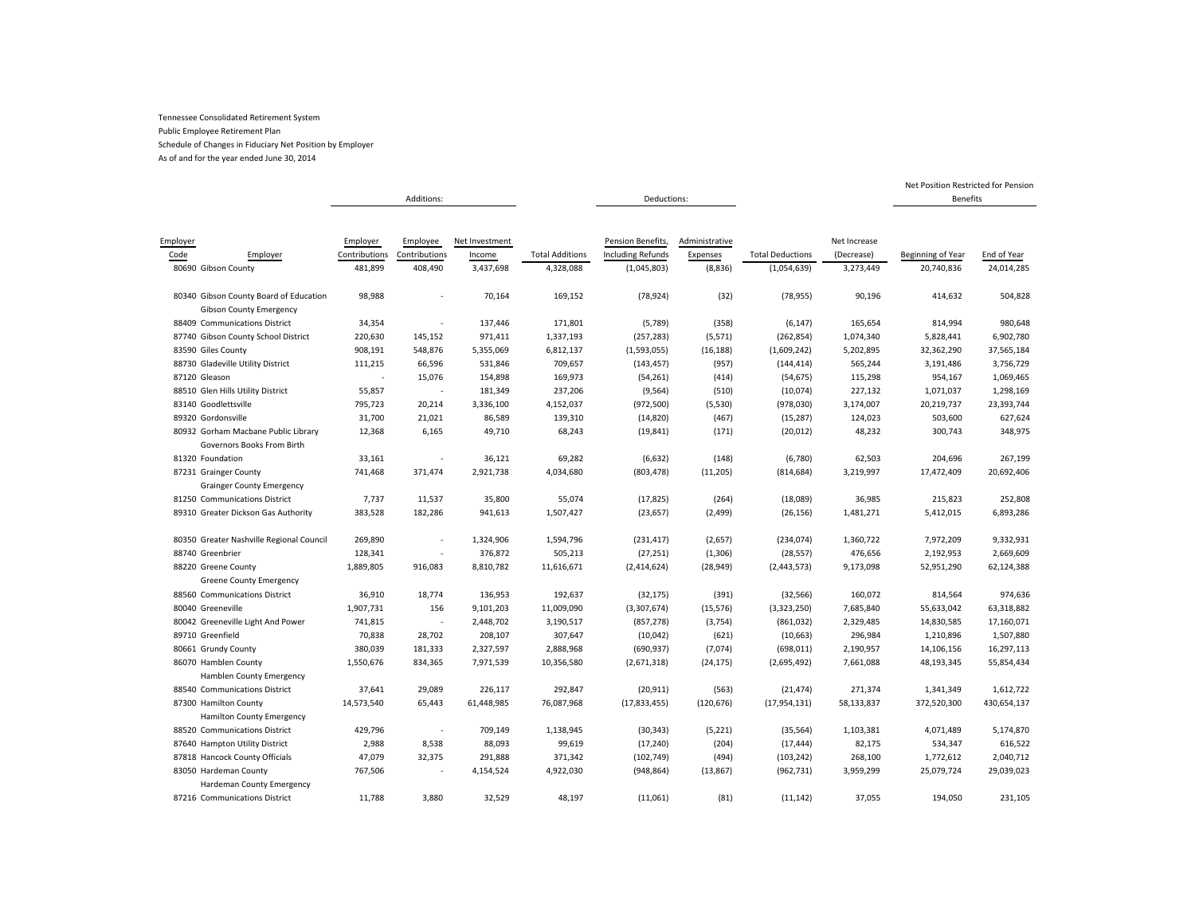Tennessee Consolidated Retirement System

Public Employee Retirement Plan

Schedule of Changes in Fiduciary Net Position by Employer

As of and for the year ended June 30, 2014

| | | Additions: | | | | Deductions: | | | | Net Position Restricted for Pension Benefits | |
|---|---|---|---|---|---|---|---|---|---|---|---|
| Employer Code | Employer | Employer Contributions | Employee Contributions | Net Investment Income | Total Additions | Pension Benefits, Including Refunds | Administrative Expenses | Total Deductions | Net Increase (Decrease) | Beginning of Year | End of Year |
| 80690 | Gibson County | 481,899 | 408,490 | 3,437,698 | 4,328,088 | (1,045,803) | (8,836) | (1,054,639) | 3,273,449 | 20,740,836 | 24,014,285 |
| 80340 | Gibson County Board of Education | 98,988 | - | 70,164 | 169,152 | (78,924) | (32) | (78,955) | 90,196 | 414,632 | 504,828 |
| 88409 | Gibson County Emergency Communications District | 34,354 | - | 137,446 | 171,801 | (5,789) | (358) | (6,147) | 165,654 | 814,994 | 980,648 |
| 87740 | Gibson County School District | 220,630 | 145,152 | 971,411 | 1,337,193 | (257,283) | (5,571) | (262,854) | 1,074,340 | 5,828,441 | 6,902,780 |
| 83590 | Giles County | 908,191 | 548,876 | 5,355,069 | 6,812,137 | (1,593,055) | (16,188) | (1,609,242) | 5,202,895 | 32,362,290 | 37,565,184 |
| 88730 | Gladeville Utility District | 111,215 | 66,596 | 531,846 | 709,657 | (143,457) | (957) | (144,414) | 565,244 | 3,191,486 | 3,756,729 |
| 87120 | Gleason | - | 15,076 | 154,898 | 169,973 | (54,261) | (414) | (54,675) | 115,298 | 954,167 | 1,069,465 |
| 88510 | Glen Hills Utility District | 55,857 | - | 181,349 | 237,206 | (9,564) | (510) | (10,074) | 227,132 | 1,071,037 | 1,298,169 |
| 83140 | Goodlettsville | 795,723 | 20,214 | 3,336,100 | 4,152,037 | (972,500) | (5,530) | (978,030) | 3,174,007 | 20,219,737 | 23,393,744 |
| 89320 | Gordonsville | 31,700 | 21,021 | 86,589 | 139,310 | (14,820) | (467) | (15,287) | 124,023 | 503,600 | 627,624 |
| 80932 | Gorham Macbane Public Library | 12,368 | 6,165 | 49,710 | 68,243 | (19,841) | (171) | (20,012) | 48,232 | 300,743 | 348,975 |
| 81320 | Governors Books From Birth Foundation | 33,161 | - | 36,121 | 69,282 | (6,632) | (148) | (6,780) | 62,503 | 204,696 | 267,199 |
| 87231 | Grainger County | 741,468 | 371,474 | 2,921,738 | 4,034,680 | (803,478) | (11,205) | (814,684) | 3,219,997 | 17,472,409 | 20,692,406 |
| 81250 | Grainger County Emergency Communications District | 7,737 | 11,537 | 35,800 | 55,074 | (17,825) | (264) | (18,089) | 36,985 | 215,823 | 252,808 |
| 89310 | Greater Dickson Gas Authority | 383,528 | 182,286 | 941,613 | 1,507,427 | (23,657) | (2,499) | (26,156) | 1,481,271 | 5,412,015 | 6,893,286 |
| 80350 | Greater Nashville Regional Council | 269,890 | - | 1,324,906 | 1,594,796 | (231,417) | (2,657) | (234,074) | 1,360,722 | 7,972,209 | 9,332,931 |
| 88740 | Greenbrier | 128,341 | - | 376,872 | 505,213 | (27,251) | (1,306) | (28,557) | 476,656 | 2,192,953 | 2,669,609 |
| 88220 | Greene County | 1,889,805 | 916,083 | 8,810,782 | 11,616,671 | (2,414,624) | (28,949) | (2,443,573) | 9,173,098 | 52,951,290 | 62,124,388 |
| 88560 | Greene County Emergency Communications District | 36,910 | 18,774 | 136,953 | 192,637 | (32,175) | (391) | (32,566) | 160,072 | 814,564 | 974,636 |
| 80040 | Greeneville | 1,907,731 | 156 | 9,101,203 | 11,009,090 | (3,307,674) | (15,576) | (3,323,250) | 7,685,840 | 55,633,042 | 63,318,882 |
| 80042 | Greeneville Light And Power | 741,815 | - | 2,448,702 | 3,190,517 | (857,278) | (3,754) | (861,032) | 2,329,485 | 14,830,585 | 17,160,071 |
| 89710 | Greenfield | 70,838 | 28,702 | 208,107 | 307,647 | (10,042) | (621) | (10,663) | 296,984 | 1,210,896 | 1,507,880 |
| 80661 | Grundy County | 380,039 | 181,333 | 2,327,597 | 2,888,968 | (690,937) | (7,074) | (698,011) | 2,190,957 | 14,106,156 | 16,297,113 |
| 86070 | Hamblen County | 1,550,676 | 834,365 | 7,971,539 | 10,356,580 | (2,671,318) | (24,175) | (2,695,492) | 7,661,088 | 48,193,345 | 55,854,434 |
| 88540 | Hamblen County Emergency Communications District | 37,641 | 29,089 | 226,117 | 292,847 | (20,911) | (563) | (21,474) | 271,374 | 1,341,349 | 1,612,722 |
| 87300 | Hamilton County | 14,573,540 | 65,443 | 61,448,985 | 76,087,968 | (17,833,455) | (120,676) | (17,954,131) | 58,133,837 | 372,520,300 | 430,654,137 |
| 88520 | Hamilton County Emergency Communications District | 429,796 | - | 709,149 | 1,138,945 | (30,343) | (5,221) | (35,564) | 1,103,381 | 4,071,489 | 5,174,870 |
| 87640 | Hampton Utility District | 2,988 | 8,538 | 88,093 | 99,619 | (17,240) | (204) | (17,444) | 82,175 | 534,347 | 616,522 |
| 87818 | Hancock County Officials | 47,079 | 32,375 | 291,888 | 371,342 | (102,749) | (494) | (103,242) | 268,100 | 1,772,612 | 2,040,712 |
| 83050 | Hardeman County | 767,506 | - | 4,154,524 | 4,922,030 | (948,864) | (13,867) | (962,731) | 3,959,299 | 25,079,724 | 29,039,023 |
| 87216 | Hardeman County Emergency Communications District | 11,788 | 3,880 | 32,529 | 48,197 | (11,061) | (81) | (11,142) | 37,055 | 194,050 | 231,105 |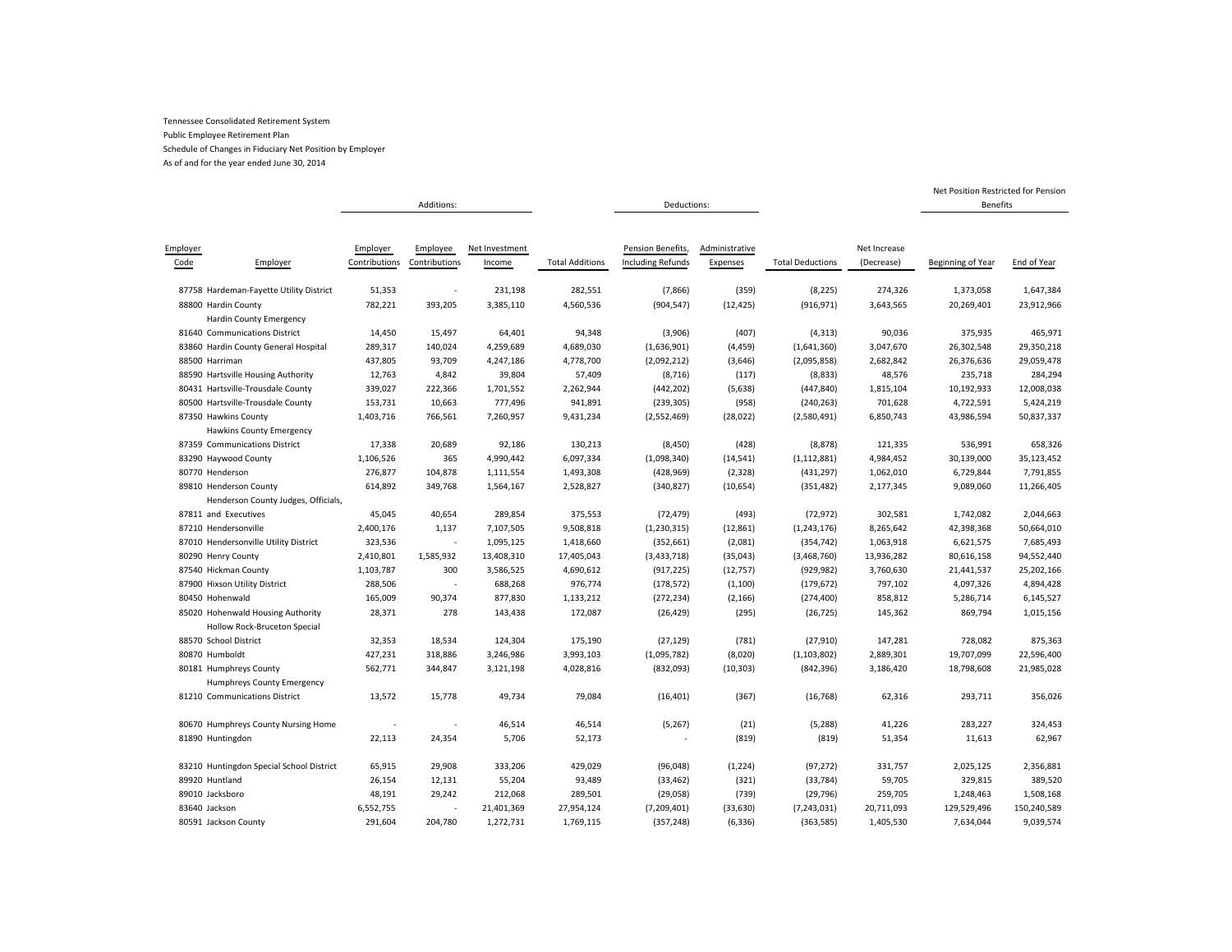Tennessee Consolidated Retirement System
Public Employee Retirement Plan
Schedule of Changes in Fiduciary Net Position by Employer
As of and for the year ended June 30, 2014

| | | Additions: | | | | Deductions: | | | | Net Position Restricted for Pension Benefits | |
|---|---|---|---|---|---|---|---|---|---|---|---|
| Employer Code | Employer | Employer Contributions | Employee Contributions | Net Investment Income | Total Additions | Pension Benefits, Including Refunds | Administrative Expenses | Total Deductions | Net Increase (Decrease) | Beginning of Year | End of Year |
| 87758 | Hardeman-Fayette Utility District | 51,353 | - | 231,198 | 282,551 | (7,866) | (359) | (8,225) | 274,326 | 1,373,058 | 1,647,384 |
| 88800 | Hardin County | 782,221 | 393,205 | 3,385,110 | 4,560,536 | (904,547) | (12,425) | (916,971) | 3,643,565 | 20,269,401 | 23,912,966 |
| 81640 | Hardin County Emergency Communications District | 14,450 | 15,497 | 64,401 | 94,348 | (3,906) | (407) | (4,313) | 90,036 | 375,935 | 465,971 |
| 83860 | Hardin County General Hospital | 289,317 | 140,024 | 4,259,689 | 4,689,030 | (1,636,901) | (4,459) | (1,641,360) | 3,047,670 | 26,302,548 | 29,350,218 |
| 88500 | Harriman | 437,805 | 93,709 | 4,247,186 | 4,778,700 | (2,092,212) | (3,646) | (2,095,858) | 2,682,842 | 26,376,636 | 29,059,478 |
| 88590 | Hartsville Housing Authority | 12,763 | 4,842 | 39,804 | 57,409 | (8,716) | (117) | (8,833) | 48,576 | 235,718 | 284,294 |
| 80431 | Hartsville-Trousdale County | 339,027 | 222,366 | 1,701,552 | 2,262,944 | (442,202) | (5,638) | (447,840) | 1,815,104 | 10,192,933 | 12,008,038 |
| 80500 | Hartsville-Trousdale County | 153,731 | 10,663 | 777,496 | 941,891 | (239,305) | (958) | (240,263) | 701,628 | 4,722,591 | 5,424,219 |
| 87350 | Hawkins County | 1,403,716 | 766,561 | 7,260,957 | 9,431,234 | (2,552,469) | (28,022) | (2,580,491) | 6,850,743 | 43,986,594 | 50,837,337 |
| 87359 | Hawkins County Emergency Communications District | 17,338 | 20,689 | 92,186 | 130,213 | (8,450) | (428) | (8,878) | 121,335 | 536,991 | 658,326 |
| 83290 | Haywood County | 1,106,526 | 365 | 4,990,442 | 6,097,334 | (1,098,340) | (14,541) | (1,112,881) | 4,984,452 | 30,139,000 | 35,123,452 |
| 80770 | Henderson | 276,877 | 104,878 | 1,111,554 | 1,493,308 | (428,969) | (2,328) | (431,297) | 1,062,010 | 6,729,844 | 7,791,855 |
| 89810 | Henderson County | 614,892 | 349,768 | 1,564,167 | 2,528,827 | (340,827) | (10,654) | (351,482) | 2,177,345 | 9,089,060 | 11,266,405 |
| 87811 | Henderson County Judges, Officials, and Executives | 45,045 | 40,654 | 289,854 | 375,553 | (72,479) | (493) | (72,972) | 302,581 | 1,742,082 | 2,044,663 |
| 87210 | Hendersonville | 2,400,176 | 1,137 | 7,107,505 | 9,508,818 | (1,230,315) | (12,861) | (1,243,176) | 8,265,642 | 42,398,368 | 50,664,010 |
| 87010 | Hendersonville Utility District | 323,536 | - | 1,095,125 | 1,418,660 | (352,661) | (2,081) | (354,742) | 1,063,918 | 6,621,575 | 7,685,493 |
| 80290 | Henry County | 2,410,801 | 1,585,932 | 13,408,310 | 17,405,043 | (3,433,718) | (35,043) | (3,468,760) | 13,936,282 | 80,616,158 | 94,552,440 |
| 87540 | Hickman County | 1,103,787 | 300 | 3,586,525 | 4,690,612 | (917,225) | (12,757) | (929,982) | 3,760,630 | 21,441,537 | 25,202,166 |
| 87900 | Hixson Utility District | 288,506 | - | 688,268 | 976,774 | (178,572) | (1,100) | (179,672) | 797,102 | 4,097,326 | 4,894,428 |
| 80450 | Hohenwald | 165,009 | 90,374 | 877,830 | 1,133,212 | (272,234) | (2,166) | (274,400) | 858,812 | 5,286,714 | 6,145,527 |
| 85020 | Hohenwald Housing Authority | 28,371 | 278 | 143,438 | 172,087 | (26,429) | (295) | (26,725) | 145,362 | 869,794 | 1,015,156 |
| 88570 | Hollow Rock-Bruceton Special School District | 32,353 | 18,534 | 124,304 | 175,190 | (27,129) | (781) | (27,910) | 147,281 | 728,082 | 875,363 |
| 80870 | Humboldt | 427,231 | 318,886 | 3,246,986 | 3,993,103 | (1,095,782) | (8,020) | (1,103,802) | 2,889,301 | 19,707,099 | 22,596,400 |
| 80181 | Humphreys County | 562,771 | 344,847 | 3,121,198 | 4,028,816 | (832,093) | (10,303) | (842,396) | 3,186,420 | 18,798,608 | 21,985,028 |
| 81210 | Humphreys County Emergency Communications District | 13,572 | 15,778 | 49,734 | 79,084 | (16,401) | (367) | (16,768) | 62,316 | 293,711 | 356,026 |
| 80670 | Humphreys County Nursing Home | - | - | 46,514 | 46,514 | (5,267) | (21) | (5,288) | 41,226 | 283,227 | 324,453 |
| 81890 | Huntingdon | 22,113 | 24,354 | 5,706 | 52,173 | - | (819) | (819) | 51,354 | 11,613 | 62,967 |
| 83210 | Huntingdon Special School District | 65,915 | 29,908 | 333,206 | 429,029 | (96,048) | (1,224) | (97,272) | 331,757 | 2,025,125 | 2,356,881 |
| 89920 | Huntland | 26,154 | 12,131 | 55,204 | 93,489 | (33,462) | (321) | (33,784) | 59,705 | 329,815 | 389,520 |
| 89010 | Jacksboro | 48,191 | 29,242 | 212,068 | 289,501 | (29,058) | (739) | (29,796) | 259,705 | 1,248,463 | 1,508,168 |
| 83640 | Jackson | 6,552,755 | - | 21,401,369 | 27,954,124 | (7,209,401) | (33,630) | (7,243,031) | 20,711,093 | 129,529,496 | 150,240,589 |
| 80591 | Jackson County | 291,604 | 204,780 | 1,272,731 | 1,769,115 | (357,248) | (6,336) | (363,585) | 1,405,530 | 7,634,044 | 9,039,574 |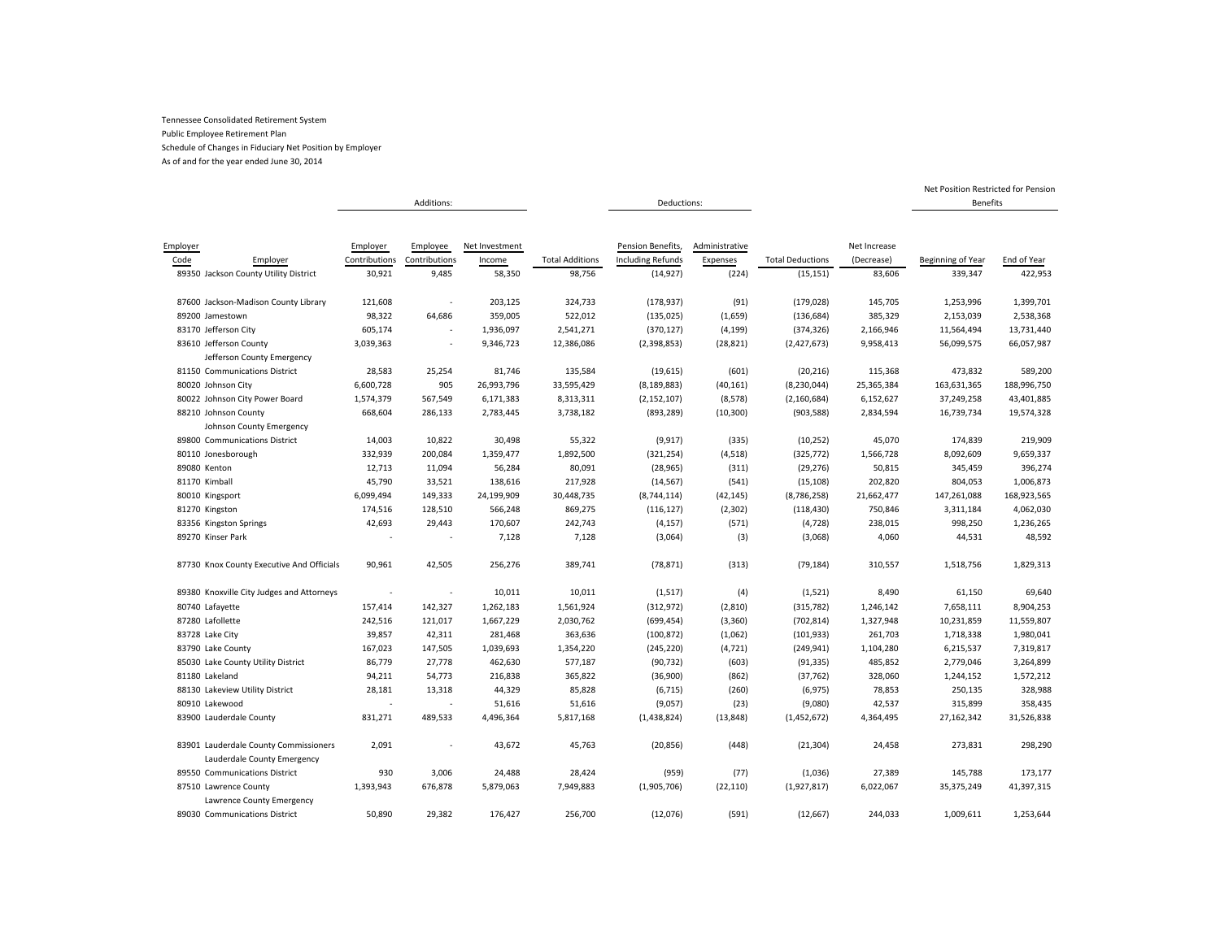Tennessee Consolidated Retirement System

Public Employee Retirement Plan

Schedule of Changes in Fiduciary Net Position by Employer

As of and for the year ended June 30, 2014

| | | Additions: | | | | Deductions: | | | | Net Position Restricted for Pension Benefits | |
|---|---|---|---|---|---|---|---|---|---|---|---|
| Employer Code | Employer | Employer Contributions | Employee Contributions | Net Investment Income | Total Additions | Pension Benefits, Including Refunds | Administrative Expenses | Total Deductions | Net Increase (Decrease) | Beginning of Year | End of Year |
| 89350 | Jackson County Utility District | 30,921 | 9,485 | 58,350 | 98,756 | (14,927) | (224) | (15,151) | 83,606 | 339,347 | 422,953 |
| 87600 | Jackson-Madison County Library | 121,608 | - | 203,125 | 324,733 | (178,937) | (91) | (179,028) | 145,705 | 1,253,996 | 1,399,701 |
| 89200 | Jamestown | 98,322 | 64,686 | 359,005 | 522,012 | (135,025) | (1,659) | (136,684) | 385,329 | 2,153,039 | 2,538,368 |
| 83170 | Jefferson City | 605,174 | - | 1,936,097 | 2,541,271 | (370,127) | (4,199) | (374,326) | 2,166,946 | 11,564,494 | 13,731,440 |
| 83610 | Jefferson County | 3,039,363 | - | 9,346,723 | 12,386,086 | (2,398,853) | (28,821) | (2,427,673) | 9,958,413 | 56,099,575 | 66,057,987 |
| 81150 | Jefferson County Emergency Communications District | 28,583 | 25,254 | 81,746 | 135,584 | (19,615) | (601) | (20,216) | 115,368 | 473,832 | 589,200 |
| 80020 | Johnson City | 6,600,728 | 905 | 26,993,796 | 33,595,429 | (8,189,883) | (40,161) | (8,230,044) | 25,365,384 | 163,631,365 | 188,996,750 |
| 80022 | Johnson City Power Board | 1,574,379 | 567,549 | 6,171,383 | 8,313,311 | (2,152,107) | (8,578) | (2,160,684) | 6,152,627 | 37,249,258 | 43,401,885 |
| 88210 | Johnson County | 668,604 | 286,133 | 2,783,445 | 3,738,182 | (893,289) | (10,300) | (903,588) | 2,834,594 | 16,739,734 | 19,574,328 |
| 89800 | Johnson County Emergency Communications District | 14,003 | 10,822 | 30,498 | 55,322 | (9,917) | (335) | (10,252) | 45,070 | 174,839 | 219,909 |
| 80110 | Jonesborough | 332,939 | 200,084 | 1,359,477 | 1,892,500 | (321,254) | (4,518) | (325,772) | 1,566,728 | 8,092,609 | 9,659,337 |
| 89080 | Kenton | 12,713 | 11,094 | 56,284 | 80,091 | (28,965) | (311) | (29,276) | 50,815 | 345,459 | 396,274 |
| 81170 | Kimball | 45,790 | 33,521 | 138,616 | 217,928 | (14,567) | (541) | (15,108) | 202,820 | 804,053 | 1,006,873 |
| 80010 | Kingsport | 6,099,494 | 149,333 | 24,199,909 | 30,448,735 | (8,744,114) | (42,145) | (8,786,258) | 21,662,477 | 147,261,088 | 168,923,565 |
| 81270 | Kingston | 174,516 | 128,510 | 566,248 | 869,275 | (116,127) | (2,302) | (118,430) | 750,846 | 3,311,184 | 4,062,030 |
| 83356 | Kingston Springs | 42,693 | 29,443 | 170,607 | 242,743 | (4,157) | (571) | (4,728) | 238,015 | 998,250 | 1,236,265 |
| 89270 | Kinser Park | - | - | 7,128 | 7,128 | (3,064) | (3) | (3,068) | 4,060 | 44,531 | 48,592 |
| 87730 | Knox County Executive And Officials | 90,961 | 42,505 | 256,276 | 389,741 | (78,871) | (313) | (79,184) | 310,557 | 1,518,756 | 1,829,313 |
| 89380 | Knoxville City Judges and Attorneys | - | - | 10,011 | 10,011 | (1,517) | (4) | (1,521) | 8,490 | 61,150 | 69,640 |
| 80740 | Lafayette | 157,414 | 142,327 | 1,262,183 | 1,561,924 | (312,972) | (2,810) | (315,782) | 1,246,142 | 7,658,111 | 8,904,253 |
| 87280 | Lafollette | 242,516 | 121,017 | 1,667,229 | 2,030,762 | (699,454) | (3,360) | (702,814) | 1,327,948 | 10,231,859 | 11,559,807 |
| 83728 | Lake City | 39,857 | 42,311 | 281,468 | 363,636 | (100,872) | (1,062) | (101,933) | 261,703 | 1,718,338 | 1,980,041 |
| 83790 | Lake County | 167,023 | 147,505 | 1,039,693 | 1,354,220 | (245,220) | (4,721) | (249,941) | 1,104,280 | 6,215,537 | 7,319,817 |
| 85030 | Lake County Utility District | 86,779 | 27,778 | 462,630 | 577,187 | (90,732) | (603) | (91,335) | 485,852 | 2,779,046 | 3,264,899 |
| 81180 | Lakeland | 94,211 | 54,773 | 216,838 | 365,822 | (36,900) | (862) | (37,762) | 328,060 | 1,244,152 | 1,572,212 |
| 88130 | Lakeview Utility District | 28,181 | 13,318 | 44,329 | 85,828 | (6,715) | (260) | (6,975) | 78,853 | 250,135 | 328,988 |
| 80910 | Lakewood | - | - | 51,616 | 51,616 | (9,057) | (23) | (9,080) | 42,537 | 315,899 | 358,435 |
| 83900 | Lauderdale County | 831,271 | 489,533 | 4,496,364 | 5,817,168 | (1,438,824) | (13,848) | (1,452,672) | 4,364,495 | 27,162,342 | 31,526,838 |
| 83901 | Lauderdale County Commissioners | 2,091 | - | 43,672 | 45,763 | (20,856) | (448) | (21,304) | 24,458 | 273,831 | 298,290 |
| 89550 | Lauderdale County Emergency Communications District | 930 | 3,006 | 24,488 | 28,424 | (959) | (77) | (1,036) | 27,389 | 145,788 | 173,177 |
| 87510 | Lawrence County | 1,393,943 | 676,878 | 5,879,063 | 7,949,883 | (1,905,706) | (22,110) | (1,927,817) | 6,022,067 | 35,375,249 | 41,397,315 |
| 89030 | Lawrence County Emergency Communications District | 50,890 | 29,382 | 176,427 | 256,700 | (12,076) | (591) | (12,667) | 244,033 | 1,009,611 | 1,253,644 |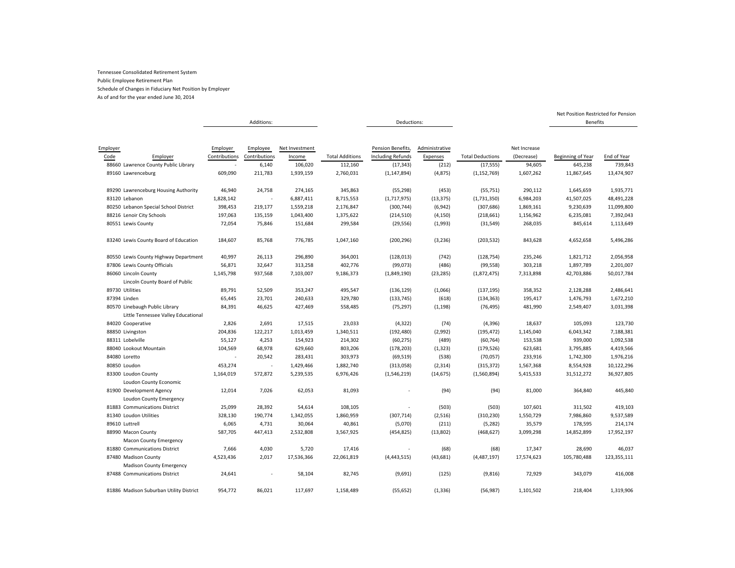Tennessee Consolidated Retirement System

Public Employee Retirement Plan

Schedule of Changes in Fiduciary Net Position by Employer

As of and for the year ended June 30, 2014

| | | Additions: | | | | Deductions: | | | | Net Position Restricted for Pension Benefits | |
|---|---|---|---|---|---|---|---|---|---|---|---|
| Employer Code | Employer | Employer Contributions | Employee Contributions | Net Investment Income | Total Additions | Pension Benefits, Including Refunds | Administrative Expenses | Total Deductions | Net Increase (Decrease) | Beginning of Year | End of Year |
| 88660 | Lawrence County Public Library | - | 6,140 | 106,020 | 112,160 | (17,343) | (212) | (17,555) | 94,605 | 645,238 | 739,843 |
| 89160 | Lawrenceburg | 609,090 | 211,783 | 1,939,159 | 2,760,031 | (1,147,894) | (4,875) | (1,152,769) | 1,607,262 | 11,867,645 | 13,474,907 |
| 89290 | Lawrenceburg Housing Authority | 46,940 | 24,758 | 274,165 | 345,863 | (55,298) | (453) | (55,751) | 290,112 | 1,645,659 | 1,935,771 |
| 83120 | Lebanon | 1,828,142 | - | 6,887,411 | 8,715,553 | (1,717,975) | (13,375) | (1,731,350) | 6,984,203 | 41,507,025 | 48,491,228 |
| 80250 | Lebanon Special School District | 398,453 | 219,177 | 1,559,218 | 2,176,847 | (300,744) | (6,942) | (307,686) | 1,869,161 | 9,230,639 | 11,099,800 |
| 88216 | Lenoir City Schools | 197,063 | 135,159 | 1,043,400 | 1,375,622 | (214,510) | (4,150) | (218,661) | 1,156,962 | 6,235,081 | 7,392,043 |
| 80551 | Lewis County | 72,054 | 75,846 | 151,684 | 299,584 | (29,556) | (1,993) | (31,549) | 268,035 | 845,614 | 1,113,649 |
| 83240 | Lewis County Board of Education | 184,607 | 85,768 | 776,785 | 1,047,160 | (200,296) | (3,236) | (203,532) | 843,628 | 4,652,658 | 5,496,286 |
| 80550 | Lewis County Highway Department | 40,997 | 26,113 | 296,890 | 364,001 | (128,013) | (742) | (128,754) | 235,246 | 1,821,712 | 2,056,958 |
| 87806 | Lewis County Officials | 56,871 | 32,647 | 313,258 | 402,776 | (99,073) | (486) | (99,558) | 303,218 | 1,897,789 | 2,201,007 |
| 86060 | Lincoln County | 1,145,798 | 937,568 | 7,103,007 | 9,186,373 | (1,849,190) | (23,285) | (1,872,475) | 7,313,898 | 42,703,886 | 50,017,784 |
| 89730 | Lincoln County Board of Public Utilities | 89,791 | 52,509 | 353,247 | 495,547 | (136,129) | (1,066) | (137,195) | 358,352 | 2,128,288 | 2,486,641 |
| 87394 | Linden | 65,445 | 23,701 | 240,633 | 329,780 | (133,745) | (618) | (134,363) | 195,417 | 1,476,793 | 1,672,210 |
| 80570 | Linebaugh Public Library | 84,391 | 46,625 | 427,469 | 558,485 | (75,297) | (1,198) | (76,495) | 481,990 | 2,549,407 | 3,031,398 |
| 84020 | Little Tennessee Valley Educational Cooperative | 2,826 | 2,691 | 17,515 | 23,033 | (4,322) | (74) | (4,396) | 18,637 | 105,093 | 123,730 |
| 88850 | Livingston | 204,836 | 122,217 | 1,013,459 | 1,340,511 | (192,480) | (2,992) | (195,472) | 1,145,040 | 6,043,342 | 7,188,381 |
| 88311 | Lobelville | 55,127 | 4,253 | 154,923 | 214,302 | (60,275) | (489) | (60,764) | 153,538 | 939,000 | 1,092,538 |
| 88040 | Lookout Mountain | 104,569 | 68,978 | 629,660 | 803,206 | (178,203) | (1,323) | (179,526) | 623,681 | 3,795,885 | 4,419,566 |
| 84080 | Loretto | - | 20,542 | 283,431 | 303,973 | (69,519) | (538) | (70,057) | 233,916 | 1,742,300 | 1,976,216 |
| 80850 | Loudon | 453,274 | - | 1,429,466 | 1,882,740 | (313,058) | (2,314) | (315,372) | 1,567,368 | 8,554,928 | 10,122,296 |
| 83300 | Loudon County | 1,164,019 | 572,872 | 5,239,535 | 6,976,426 | (1,546,219) | (14,675) | (1,560,894) | 5,415,533 | 31,512,272 | 36,927,805 |
| 81900 | Loudon County Economic Development Agency | 12,014 | 7,026 | 62,053 | 81,093 | - | (94) | (94) | 81,000 | 364,840 | 445,840 |
| 81883 | Loudon County Emergency Communications District | 25,099 | 28,392 | 54,614 | 108,105 | - | (503) | (503) | 107,601 | 311,502 | 419,103 |
| 81340 | Loudon Utilities | 328,130 | 190,774 | 1,342,055 | 1,860,959 | (307,714) | (2,516) | (310,230) | 1,550,729 | 7,986,860 | 9,537,589 |
| 89610 | Luttrell | 6,065 | 4,731 | 30,064 | 40,861 | (5,070) | (211) | (5,282) | 35,579 | 178,595 | 214,174 |
| 88990 | Macon County | 587,705 | 447,413 | 2,532,808 | 3,567,925 | (454,825) | (13,802) | (468,627) | 3,099,298 | 14,852,899 | 17,952,197 |
| 81880 | Macon County Emergency Communications District | 7,666 | 4,030 | 5,720 | 17,416 | - | (68) | (68) | 17,347 | 28,690 | 46,037 |
| 87480 | Madison County | 4,523,436 | 2,017 | 17,536,366 | 22,061,819 | (4,443,515) | (43,681) | (4,487,197) | 17,574,623 | 105,780,488 | 123,355,111 |
| 87488 | Madison County Emergency Communications District | 24,641 | - | 58,104 | 82,745 | (9,691) | (125) | (9,816) | 72,929 | 343,079 | 416,008 |
| 81886 | Madison Suburban Utility District | 954,772 | 86,021 | 117,697 | 1,158,489 | (55,652) | (1,336) | (56,987) | 1,101,502 | 218,404 | 1,319,906 |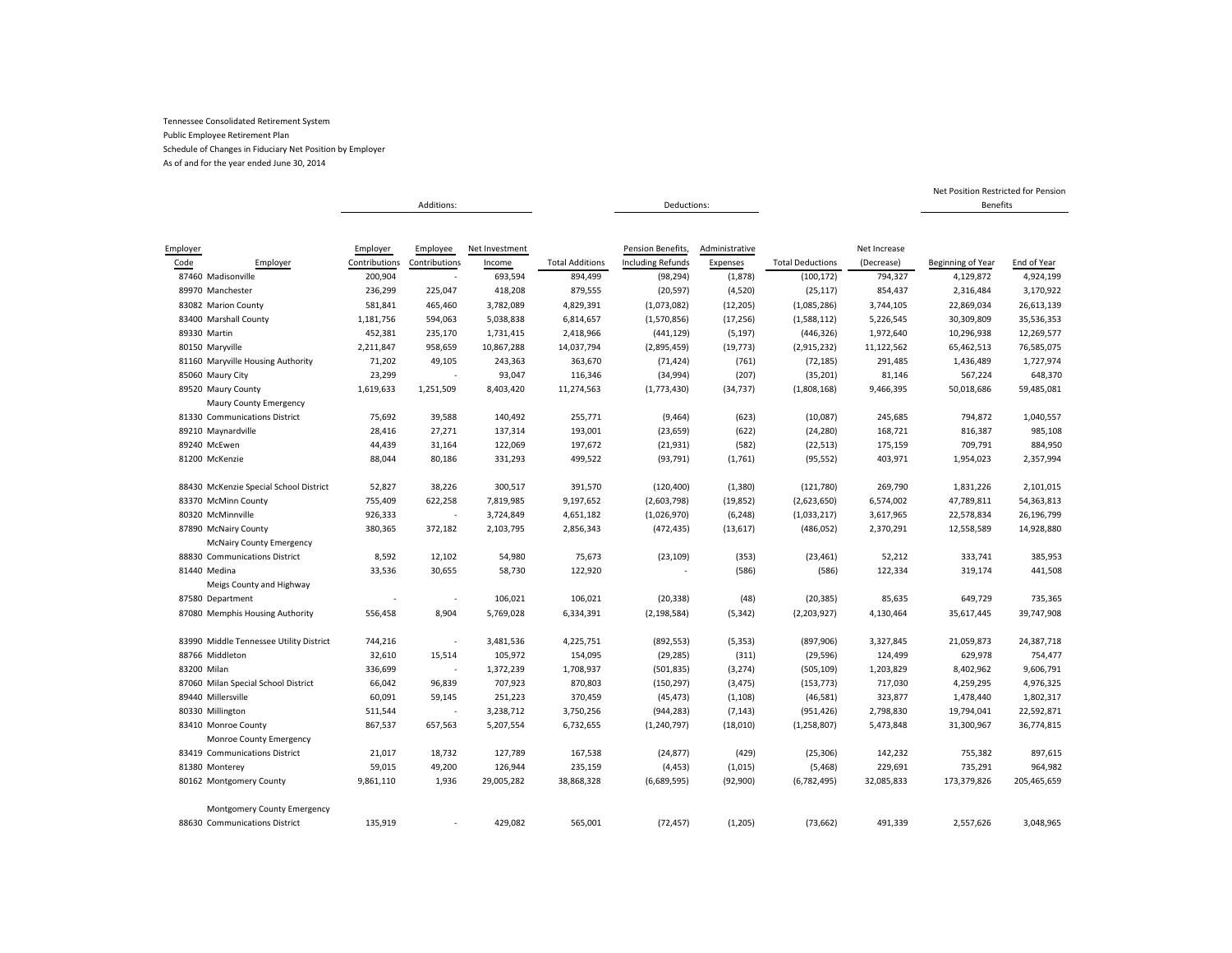Tennessee Consolidated Retirement System

Public Employee Retirement Plan

Schedule of Changes in Fiduciary Net Position by Employer

As of and for the year ended June 30, 2014

| | | Additions: | | | | Deductions: | | | | Net Position Restricted for Pension Benefits | |
|---|---|---|---|---|---|---|---|---|---|---|---|
| Employer Code | Employer | Employer Contributions | Employee Contributions | Net Investment Income | Total Additions | Pension Benefits, Including Refunds | Administrative Expenses | Total Deductions | Net Increase (Decrease) | Beginning of Year | End of Year |
| 87460 | Madisonville | 200,904 | - | 693,594 | 894,499 | (98,294) | (1,878) | (100,172) | 794,327 | 4,129,872 | 4,924,199 |
| 89970 | Manchester | 236,299 | 225,047 | 418,208 | 879,555 | (20,597) | (4,520) | (25,117) | 854,437 | 2,316,484 | 3,170,922 |
| 83082 | Marion County | 581,841 | 465,460 | 3,782,089 | 4,829,391 | (1,073,082) | (12,205) | (1,085,286) | 3,744,105 | 22,869,034 | 26,613,139 |
| 83400 | Marshall County | 1,181,756 | 594,063 | 5,038,838 | 6,814,657 | (1,570,856) | (17,256) | (1,588,112) | 5,226,545 | 30,309,809 | 35,536,353 |
| 89330 | Martin | 452,381 | 235,170 | 1,731,415 | 2,418,966 | (441,129) | (5,197) | (446,326) | 1,972,640 | 10,296,938 | 12,269,577 |
| 80150 | Maryville | 2,211,847 | 958,659 | 10,867,288 | 14,037,794 | (2,895,459) | (19,773) | (2,915,232) | 11,122,562 | 65,462,513 | 76,585,075 |
| 81160 | Maryville Housing Authority | 71,202 | 49,105 | 243,363 | 363,670 | (71,424) | (761) | (72,185) | 291,485 | 1,436,489 | 1,727,974 |
| 85060 | Maury City | 23,299 | - | 93,047 | 116,346 | (34,994) | (207) | (35,201) | 81,146 | 567,224 | 648,370 |
| 89520 | Maury County | 1,619,633 | 1,251,509 | 8,403,420 | 11,274,563 | (1,773,430) | (34,737) | (1,808,168) | 9,466,395 | 50,018,686 | 59,485,081 |
| 81330 | Maury County Emergency Communications District | 75,692 | 39,588 | 140,492 | 255,771 | (9,464) | (623) | (10,087) | 245,685 | 794,872 | 1,040,557 |
| 89210 | Maynardville | 28,416 | 27,271 | 137,314 | 193,001 | (23,659) | (622) | (24,280) | 168,721 | 816,387 | 985,108 |
| 89240 | McEwen | 44,439 | 31,164 | 122,069 | 197,672 | (21,931) | (582) | (22,513) | 175,159 | 709,791 | 884,950 |
| 81200 | McKenzie | 88,044 | 80,186 | 331,293 | 499,522 | (93,791) | (1,761) | (95,552) | 403,971 | 1,954,023 | 2,357,994 |
| 88430 | McKenzie Special School District | 52,827 | 38,226 | 300,517 | 391,570 | (120,400) | (1,380) | (121,780) | 269,790 | 1,831,226 | 2,101,015 |
| 83370 | McMinn County | 755,409 | 622,258 | 7,819,985 | 9,197,652 | (2,603,798) | (19,852) | (2,623,650) | 6,574,002 | 47,789,811 | 54,363,813 |
| 80320 | McMinnville | 926,333 | - | 3,724,849 | 4,651,182 | (1,026,970) | (6,248) | (1,033,217) | 3,617,965 | 22,578,834 | 26,196,799 |
| 87890 | McNairy County | 380,365 | 372,182 | 2,103,795 | 2,856,343 | (472,435) | (13,617) | (486,052) | 2,370,291 | 12,558,589 | 14,928,880 |
| 88830 | McNairy County Emergency Communications District | 8,592 | 12,102 | 54,980 | 75,673 | (23,109) | (353) | (23,461) | 52,212 | 333,741 | 385,953 |
| 81440 | Medina | 33,536 | 30,655 | 58,730 | 122,920 | - | (586) | (586) | 122,334 | 319,174 | 441,508 |
| 87580 | Meigs County and Highway Department | - | - | 106,021 | 106,021 | (20,338) | (48) | (20,385) | 85,635 | 649,729 | 735,365 |
| 87080 | Memphis Housing Authority | 556,458 | 8,904 | 5,769,028 | 6,334,391 | (2,198,584) | (5,342) | (2,203,927) | 4,130,464 | 35,617,445 | 39,747,908 |
| 83990 | Middle Tennessee Utility District | 744,216 | - | 3,481,536 | 4,225,751 | (892,553) | (5,353) | (897,906) | 3,327,845 | 21,059,873 | 24,387,718 |
| 88766 | Middleton | 32,610 | 15,514 | 105,972 | 154,095 | (29,285) | (311) | (29,596) | 124,499 | 629,978 | 754,477 |
| 83200 | Milan | 336,699 | - | 1,372,239 | 1,708,937 | (501,835) | (3,274) | (505,109) | 1,203,829 | 8,402,962 | 9,606,791 |
| 87060 | Milan Special School District | 66,042 | 96,839 | 707,923 | 870,803 | (150,297) | (3,475) | (153,773) | 717,030 | 4,259,295 | 4,976,325 |
| 89440 | Millersville | 60,091 | 59,145 | 251,223 | 370,459 | (45,473) | (1,108) | (46,581) | 323,877 | 1,478,440 | 1,802,317 |
| 80330 | Millington | 511,544 | - | 3,238,712 | 3,750,256 | (944,283) | (7,143) | (951,426) | 2,798,830 | 19,794,041 | 22,592,871 |
| 83410 | Monroe County | 867,537 | 657,563 | 5,207,554 | 6,732,655 | (1,240,797) | (18,010) | (1,258,807) | 5,473,848 | 31,300,967 | 36,774,815 |
| 83419 | Monroe County Emergency Communications District | 21,017 | 18,732 | 127,789 | 167,538 | (24,877) | (429) | (25,306) | 142,232 | 755,382 | 897,615 |
| 81380 | Monterey | 59,015 | 49,200 | 126,944 | 235,159 | (4,453) | (1,015) | (5,468) | 229,691 | 735,291 | 964,982 |
| 80162 | Montgomery County | 9,861,110 | 1,936 | 29,005,282 | 38,868,328 | (6,689,595) | (92,900) | (6,782,495) | 32,085,833 | 173,379,826 | 205,465,659 |
| 88630 | Montgomery County Emergency Communications District | 135,919 | - | 429,082 | 565,001 | (72,457) | (1,205) | (73,662) | 491,339 | 2,557,626 | 3,048,965 |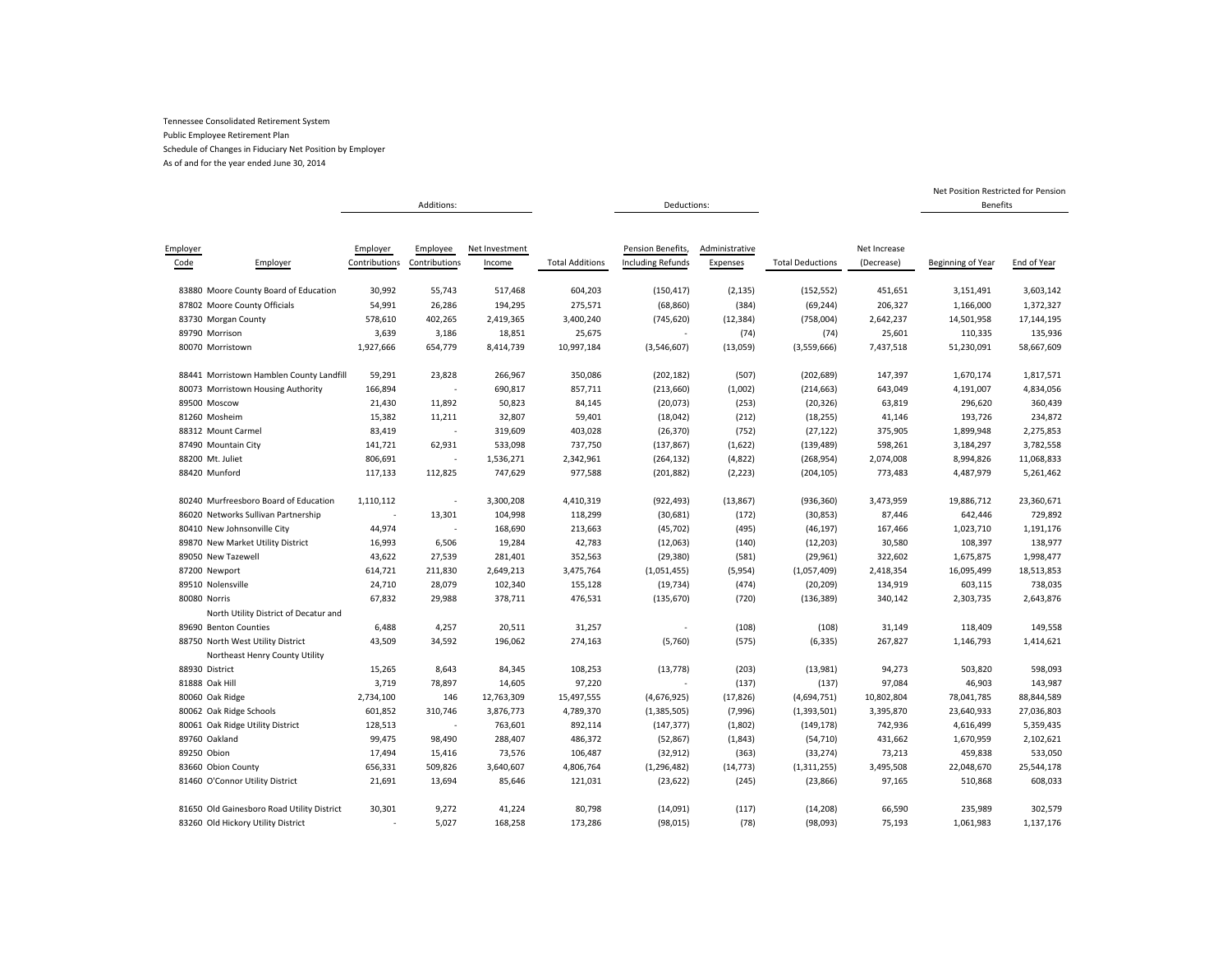Tennessee Consolidated Retirement System
Public Employee Retirement Plan
Schedule of Changes in Fiduciary Net Position by Employer
As of and for the year ended June 30, 2014

| | | Additions: | | | | Deductions: | | | | Net Position Restricted for Pension Benefits | |
|---|---|---|---|---|---|---|---|---|---|---|---|
| Employer Code | Employer | Employer Contributions | Employee Contributions | Net Investment Income | Total Additions | Pension Benefits, Including Refunds | Administrative Expenses | Total Deductions | Net Increase (Decrease) | Beginning of Year | End of Year |
| 83880 | Moore County Board of Education | 30,992 | 55,743 | 517,468 | 604,203 | (150,417) | (2,135) | (152,552) | 451,651 | 3,151,491 | 3,603,142 |
| 87802 | Moore County Officials | 54,991 | 26,286 | 194,295 | 275,571 | (68,860) | (384) | (69,244) | 206,327 | 1,166,000 | 1,372,327 |
| 83730 | Morgan County | 578,610 | 402,265 | 2,419,365 | 3,400,240 | (745,620) | (12,384) | (758,004) | 2,642,237 | 14,501,958 | 17,144,195 |
| 89790 | Morrison | 3,639 | 3,186 | 18,851 | 25,675 | - | (74) | (74) | 25,601 | 110,335 | 135,936 |
| 80070 | Morristown | 1,927,666 | 654,779 | 8,414,739 | 10,997,184 | (3,546,607) | (13,059) | (3,559,666) | 7,437,518 | 51,230,091 | 58,667,609 |
| 88441 | Morristown Hamblen County Landfill | 59,291 | 23,828 | 266,967 | 350,086 | (202,182) | (507) | (202,689) | 147,397 | 1,670,174 | 1,817,571 |
| 80073 | Morristown Housing Authority | 166,894 | - | 690,817 | 857,711 | (213,660) | (1,002) | (214,663) | 643,049 | 4,191,007 | 4,834,056 |
| 89500 | Moscow | 21,430 | 11,892 | 50,823 | 84,145 | (20,073) | (253) | (20,326) | 63,819 | 296,620 | 360,439 |
| 81260 | Mosheim | 15,382 | 11,211 | 32,807 | 59,401 | (18,042) | (212) | (18,255) | 41,146 | 193,726 | 234,872 |
| 88312 | Mount Carmel | 83,419 | - | 319,609 | 403,028 | (26,370) | (752) | (27,122) | 375,905 | 1,899,948 | 2,275,853 |
| 87490 | Mountain City | 141,721 | 62,931 | 533,098 | 737,750 | (137,867) | (1,622) | (139,489) | 598,261 | 3,184,297 | 3,782,558 |
| 88200 | Mt. Juliet | 806,691 | - | 1,536,271 | 2,342,961 | (264,132) | (4,822) | (268,954) | 2,074,008 | 8,994,826 | 11,068,833 |
| 88420 | Munford | 117,133 | 112,825 | 747,629 | 977,588 | (201,882) | (2,223) | (204,105) | 773,483 | 4,487,979 | 5,261,462 |
| 80240 | Murfreesboro Board of Education | 1,110,112 | - | 3,300,208 | 4,410,319 | (922,493) | (13,867) | (936,360) | 3,473,959 | 19,886,712 | 23,360,671 |
| 86020 | Networks Sullivan Partnership | - | 13,301 | 104,998 | 118,299 | (30,681) | (172) | (30,853) | 87,446 | 642,446 | 729,892 |
| 80410 | New Johnsonville City | 44,974 | - | 168,690 | 213,663 | (45,702) | (495) | (46,197) | 167,466 | 1,023,710 | 1,191,176 |
| 89870 | New Market Utility District | 16,993 | 6,506 | 19,284 | 42,783 | (12,063) | (140) | (12,203) | 30,580 | 108,397 | 138,977 |
| 89050 | New Tazewell | 43,622 | 27,539 | 281,401 | 352,563 | (29,380) | (581) | (29,961) | 322,602 | 1,675,875 | 1,998,477 |
| 87200 | Newport | 614,721 | 211,830 | 2,649,213 | 3,475,764 | (1,051,455) | (5,954) | (1,057,409) | 2,418,354 | 16,095,499 | 18,513,853 |
| 89510 | Nolensville | 24,710 | 28,079 | 102,340 | 155,128 | (19,734) | (474) | (20,209) | 134,919 | 603,115 | 738,035 |
| 80080 | Norris | 67,832 | 29,988 | 378,711 | 476,531 | (135,670) | (720) | (136,389) | 340,142 | 2,303,735 | 2,643,876 |
| 89690 | North Utility District of Decatur and Benton Counties | 6,488 | 4,257 | 20,511 | 31,257 | - | (108) | (108) | 31,149 | 118,409 | 149,558 |
| 88750 | North West Utility District | 43,509 | 34,592 | 196,062 | 274,163 | (5,760) | (575) | (6,335) | 267,827 | 1,146,793 | 1,414,621 |
| 88930 | Northeast Henry County Utility District | 15,265 | 8,643 | 84,345 | 108,253 | (13,778) | (203) | (13,981) | 94,273 | 503,820 | 598,093 |
| 81888 | Oak Hill | 3,719 | 78,897 | 14,605 | 97,220 | - | (137) | (137) | 97,084 | 46,903 | 143,987 |
| 80060 | Oak Ridge | 2,734,100 | 146 | 12,763,309 | 15,497,555 | (4,676,925) | (17,826) | (4,694,751) | 10,802,804 | 78,041,785 | 88,844,589 |
| 80062 | Oak Ridge Schools | 601,852 | 310,746 | 3,876,773 | 4,789,370 | (1,385,505) | (7,996) | (1,393,501) | 3,395,870 | 23,640,933 | 27,036,803 |
| 80061 | Oak Ridge Utility District | 128,513 | - | 763,601 | 892,114 | (147,377) | (1,802) | (149,178) | 742,936 | 4,616,499 | 5,359,435 |
| 89760 | Oakland | 99,475 | 98,490 | 288,407 | 486,372 | (52,867) | (1,843) | (54,710) | 431,662 | 1,670,959 | 2,102,621 |
| 89250 | Obion | 17,494 | 15,416 | 73,576 | 106,487 | (32,912) | (363) | (33,274) | 73,213 | 459,838 | 533,050 |
| 83660 | Obion County | 656,331 | 509,826 | 3,640,607 | 4,806,764 | (1,296,482) | (14,773) | (1,311,255) | 3,495,508 | 22,048,670 | 25,544,178 |
| 81460 | O'Connor Utility District | 21,691 | 13,694 | 85,646 | 121,031 | (23,622) | (245) | (23,866) | 97,165 | 510,868 | 608,033 |
| 81650 | Old Gainesboro Road Utility District | 30,301 | 9,272 | 41,224 | 80,798 | (14,091) | (117) | (14,208) | 66,590 | 235,989 | 302,579 |
| 83260 | Old Hickory Utility District | - | 5,027 | 168,258 | 173,286 | (98,015) | (78) | (98,093) | 75,193 | 1,061,983 | 1,137,176 |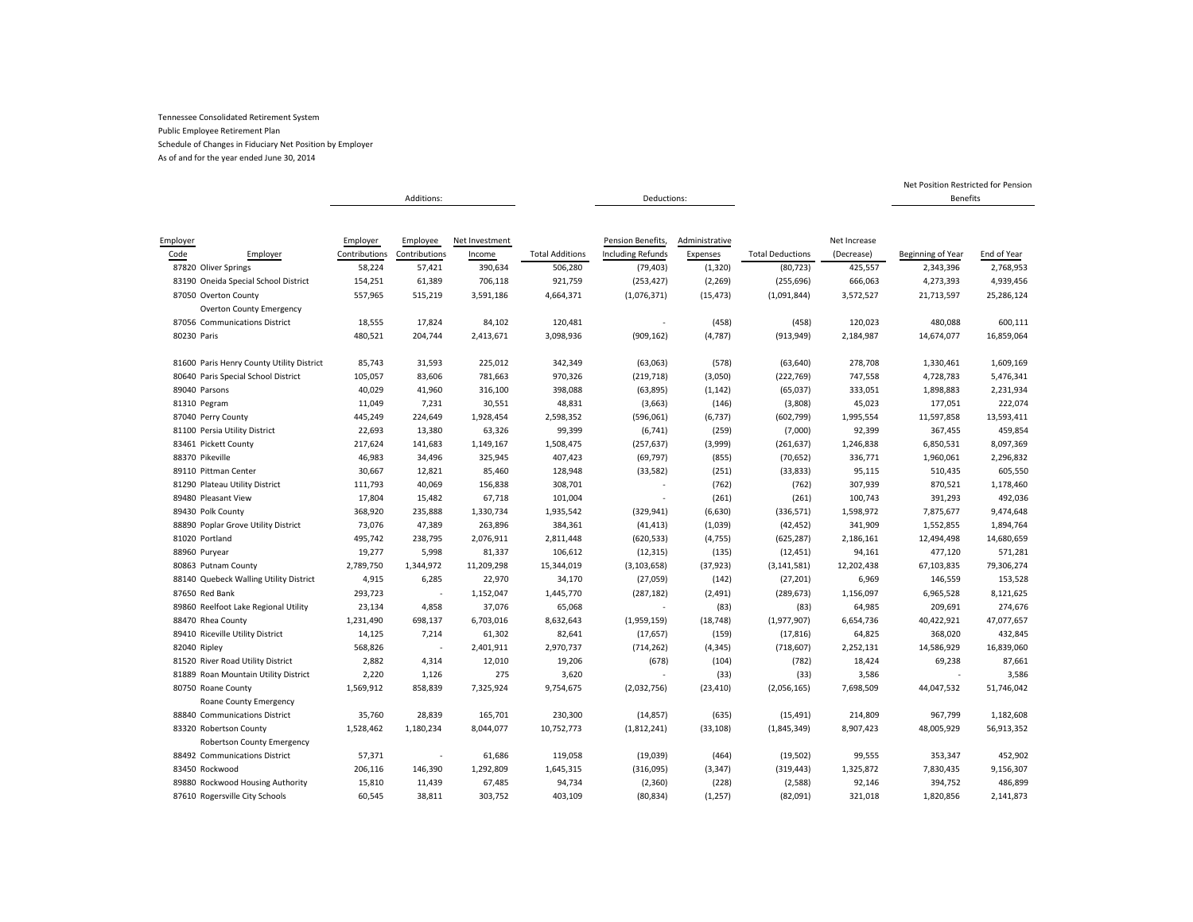Tennessee Consolidated Retirement System

Public Employee Retirement Plan

Schedule of Changes in Fiduciary Net Position by Employer

As of and for the year ended June 30, 2014

| | | Additions: | | | | Deductions: | | | | Net Position Restricted for Pension Benefits | |
|---|---|---|---|---|---|---|---|---|---|---|---|
| Employer Code | Employer | Employer Contributions | Employee Contributions | Net Investment Income | Total Additions | Pension Benefits, Including Refunds | Administrative Expenses | Total Deductions | Net Increase (Decrease) | Beginning of Year | End of Year |
| 87820 | Oliver Springs | 58,224 | 57,421 | 390,634 | 506,280 | (79,403) | (1,320) | (80,723) | 425,557 | 2,343,396 | 2,768,953 |
| 83190 | Oneida Special School District | 154,251 | 61,389 | 706,118 | 921,759 | (253,427) | (2,269) | (255,696) | 666,063 | 4,273,393 | 4,939,456 |
| 87050 | Overton County | 557,965 | 515,219 | 3,591,186 | 4,664,371 | (1,076,371) | (15,473) | (1,091,844) | 3,572,527 | 21,713,597 | 25,286,124 |
| 87056 | Overton County Emergency Communications District | 18,555 | 17,824 | 84,102 | 120,481 | - | (458) | (458) | 120,023 | 480,088 | 600,111 |
| 80230 | Paris | 480,521 | 204,744 | 2,413,671 | 3,098,936 | (909,162) | (4,787) | (913,949) | 2,184,987 | 14,674,077 | 16,859,064 |
| 81600 | Paris Henry County Utility District | 85,743 | 31,593 | 225,012 | 342,349 | (63,063) | (578) | (63,640) | 278,708 | 1,330,461 | 1,609,169 |
| 80640 | Paris Special School District | 105,057 | 83,606 | 781,663 | 970,326 | (219,718) | (3,050) | (222,769) | 747,558 | 4,728,783 | 5,476,341 |
| 89040 | Parsons | 40,029 | 41,960 | 316,100 | 398,088 | (63,895) | (1,142) | (65,037) | 333,051 | 1,898,883 | 2,231,934 |
| 81310 | Pegram | 11,049 | 7,231 | 30,551 | 48,831 | (3,663) | (146) | (3,808) | 45,023 | 177,051 | 222,074 |
| 87040 | Perry County | 445,249 | 224,649 | 1,928,454 | 2,598,352 | (596,061) | (6,737) | (602,799) | 1,995,554 | 11,597,858 | 13,593,411 |
| 81100 | Persia Utility District | 22,693 | 13,380 | 63,326 | 99,399 | (6,741) | (259) | (7,000) | 92,399 | 367,455 | 459,854 |
| 83461 | Pickett County | 217,624 | 141,683 | 1,149,167 | 1,508,475 | (257,637) | (3,999) | (261,637) | 1,246,838 | 6,850,531 | 8,097,369 |
| 88370 | Pikeville | 46,983 | 34,496 | 325,945 | 407,423 | (69,797) | (855) | (70,652) | 336,771 | 1,960,061 | 2,296,832 |
| 89110 | Pittman Center | 30,667 | 12,821 | 85,460 | 128,948 | (33,582) | (251) | (33,833) | 95,115 | 510,435 | 605,550 |
| 81290 | Plateau Utility District | 111,793 | 40,069 | 156,838 | 308,701 | - | (762) | (762) | 307,939 | 870,521 | 1,178,460 |
| 89480 | Pleasant View | 17,804 | 15,482 | 67,718 | 101,004 | - | (261) | (261) | 100,743 | 391,293 | 492,036 |
| 89430 | Polk County | 368,920 | 235,888 | 1,330,734 | 1,935,542 | (329,941) | (6,630) | (336,571) | 1,598,972 | 7,875,677 | 9,474,648 |
| 88890 | Poplar Grove Utility District | 73,076 | 47,389 | 263,896 | 384,361 | (41,413) | (1,039) | (42,452) | 341,909 | 1,552,855 | 1,894,764 |
| 81020 | Portland | 495,742 | 238,795 | 2,076,911 | 2,811,448 | (620,533) | (4,755) | (625,287) | 2,186,161 | 12,494,498 | 14,680,659 |
| 88960 | Puryear | 19,277 | 5,998 | 81,337 | 106,612 | (12,315) | (135) | (12,451) | 94,161 | 477,120 | 571,281 |
| 80863 | Putnam County | 2,789,750 | 1,344,972 | 11,209,298 | 15,344,019 | (3,103,658) | (37,923) | (3,141,581) | 12,202,438 | 67,103,835 | 79,306,274 |
| 88140 | Quebeck Walling Utility District | 4,915 | 6,285 | 22,970 | 34,170 | (27,059) | (142) | (27,201) | 6,969 | 146,559 | 153,528 |
| 87650 | Red Bank | 293,723 | - | 1,152,047 | 1,445,770 | (287,182) | (2,491) | (289,673) | 1,156,097 | 6,965,528 | 8,121,625 |
| 89860 | Reelfoot Lake Regional Utility | 23,134 | 4,858 | 37,076 | 65,068 | - | (83) | (83) | 64,985 | 209,691 | 274,676 |
| 88470 | Rhea County | 1,231,490 | 698,137 | 6,703,016 | 8,632,643 | (1,959,159) | (18,748) | (1,977,907) | 6,654,736 | 40,422,921 | 47,077,657 |
| 89410 | Riceville Utility District | 14,125 | 7,214 | 61,302 | 82,641 | (17,657) | (159) | (17,816) | 64,825 | 368,020 | 432,845 |
| 82040 | Ripley | 568,826 | - | 2,401,911 | 2,970,737 | (714,262) | (4,345) | (718,607) | 2,252,131 | 14,586,929 | 16,839,060 |
| 81520 | River Road Utility District | 2,882 | 4,314 | 12,010 | 19,206 | (678) | (104) | (782) | 18,424 | 69,238 | 87,661 |
| 81889 | Roan Mountain Utility District | 2,220 | 1,126 | 275 | 3,620 | - | (33) | (33) | 3,586 | - | 3,586 |
| 80750 | Roane County | 1,569,912 | 858,839 | 7,325,924 | 9,754,675 | (2,032,756) | (23,410) | (2,056,165) | 7,698,509 | 44,047,532 | 51,746,042 |
| 88840 | Roane County Emergency Communications District | 35,760 | 28,839 | 165,701 | 230,300 | (14,857) | (635) | (15,491) | 214,809 | 967,799 | 1,182,608 |
| 83320 | Robertson County | 1,528,462 | 1,180,234 | 8,044,077 | 10,752,773 | (1,812,241) | (33,108) | (1,845,349) | 8,907,423 | 48,005,929 | 56,913,352 |
| 88492 | Robertson County Emergency Communications District | 57,371 | - | 61,686 | 119,058 | (19,039) | (464) | (19,502) | 99,555 | 353,347 | 452,902 |
| 83450 | Rockwood | 206,116 | 146,390 | 1,292,809 | 1,645,315 | (316,095) | (3,347) | (319,443) | 1,325,872 | 7,830,435 | 9,156,307 |
| 89880 | Rockwood Housing Authority | 15,810 | 11,439 | 67,485 | 94,734 | (2,360) | (228) | (2,588) | 92,146 | 394,752 | 486,899 |
| 87610 | Rogersville City Schools | 60,545 | 38,811 | 303,752 | 403,109 | (80,834) | (1,257) | (82,091) | 321,018 | 1,820,856 | 2,141,873 |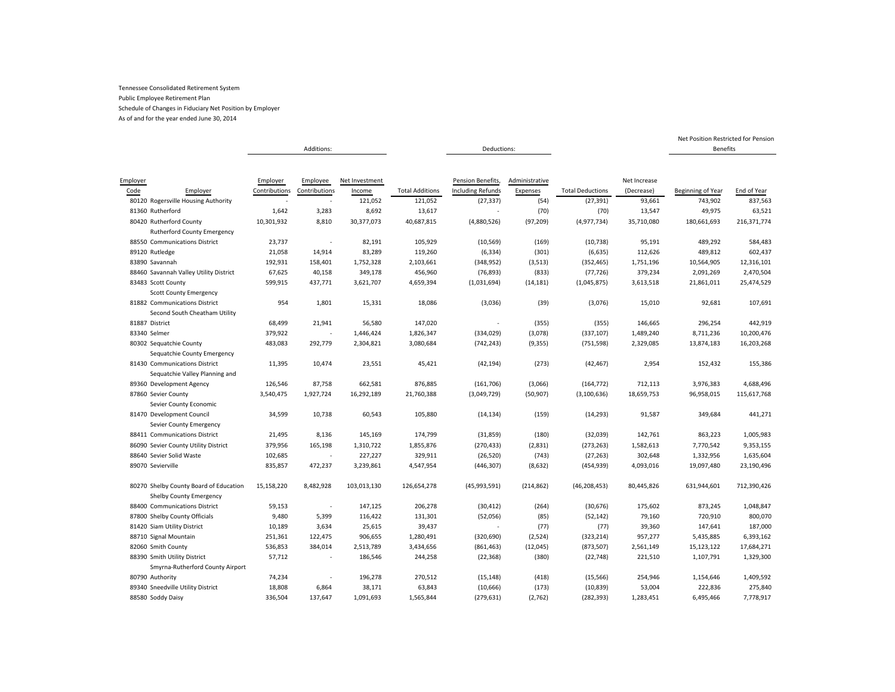Tennessee Consolidated Retirement System

Public Employee Retirement Plan

Schedule of Changes in Fiduciary Net Position by Employer

As of and for the year ended June 30, 2014

| | | Additions: | | | | Deductions: | | | | Net Position Restricted for Pension Benefits | |
|---|---|---|---|---|---|---|---|---|---|---|---|
| Employer Code | Employer | Employer Contributions | Employee Contributions | Net Investment Income | Total Additions | Pension Benefits, Including Refunds | Administrative Expenses | Total Deductions | Net Increase (Decrease) | Beginning of Year | End of Year |
| 80120 | Rogersville Housing Authority | - | - | 121,052 | 121,052 | (27,337) | (54) | (27,391) | 93,661 | 743,902 | 837,563 |
| 81360 | Rutherford | 1,642 | 3,283 | 8,692 | 13,617 | - | (70) | (70) | 13,547 | 49,975 | 63,521 |
| 80420 | Rutherford County | 10,301,932 | 8,810 | 30,377,073 | 40,687,815 | (4,880,526) | (97,209) | (4,977,734) | 35,710,080 | 180,661,693 | 216,371,774 |
| 88550 | Rutherford County Emergency Communications District | 23,737 | - | 82,191 | 105,929 | (10,569) | (169) | (10,738) | 95,191 | 489,292 | 584,483 |
| 89120 | Rutledge | 21,058 | 14,914 | 83,289 | 119,260 | (6,334) | (301) | (6,635) | 112,626 | 489,812 | 602,437 |
| 83890 | Savannah | 192,931 | 158,401 | 1,752,328 | 2,103,661 | (348,952) | (3,513) | (352,465) | 1,751,196 | 10,564,905 | 12,316,101 |
| 88460 | Savannah Valley Utility District | 67,625 | 40,158 | 349,178 | 456,960 | (76,893) | (833) | (77,726) | 379,234 | 2,091,269 | 2,470,504 |
| 83483 | Scott County | 599,915 | 437,771 | 3,621,707 | 4,659,394 | (1,031,694) | (14,181) | (1,045,875) | 3,613,518 | 21,861,011 | 25,474,529 |
| 81882 | Scott County Emergency Communications District | 954 | 1,801 | 15,331 | 18,086 | (3,036) | (39) | (3,076) | 15,010 | 92,681 | 107,691 |
| 81887 | Second South Cheatham Utility District | 68,499 | 21,941 | 56,580 | 147,020 | - | (355) | (355) | 146,665 | 296,254 | 442,919 |
| 83340 | Selmer | 379,922 | - | 1,446,424 | 1,826,347 | (334,029) | (3,078) | (337,107) | 1,489,240 | 8,711,236 | 10,200,476 |
| 80302 | Sequatchie County | 483,083 | 292,779 | 2,304,821 | 3,080,684 | (742,243) | (9,355) | (751,598) | 2,329,085 | 13,874,183 | 16,203,268 |
| 81430 | Sequatchie County Emergency Communications District | 11,395 | 10,474 | 23,551 | 45,421 | (42,194) | (273) | (42,467) | 2,954 | 152,432 | 155,386 |
| 89360 | Sequatchie Valley Planning and Development Agency | 126,546 | 87,758 | 662,581 | 876,885 | (161,706) | (3,066) | (164,772) | 712,113 | 3,976,383 | 4,688,496 |
| 87860 | Sevier County | 3,540,475 | 1,927,724 | 16,292,189 | 21,760,388 | (3,049,729) | (50,907) | (3,100,636) | 18,659,753 | 96,958,015 | 115,617,768 |
| 81470 | Sevier County Economic Development Council | 34,599 | 10,738 | 60,543 | 105,880 | (14,134) | (159) | (14,293) | 91,587 | 349,684 | 441,271 |
| 88411 | Sevier County Emergency Communications District | 21,495 | 8,136 | 145,169 | 174,799 | (31,859) | (180) | (32,039) | 142,761 | 863,223 | 1,005,983 |
| 86090 | Sevier County Utility District | 379,956 | 165,198 | 1,310,722 | 1,855,876 | (270,433) | (2,831) | (273,263) | 1,582,613 | 7,770,542 | 9,353,155 |
| 88640 | Sevier Solid Waste | 102,685 | - | 227,227 | 329,911 | (26,520) | (743) | (27,263) | 302,648 | 1,332,956 | 1,635,604 |
| 89070 | Sevierville | 835,857 | 472,237 | 3,239,861 | 4,547,954 | (446,307) | (8,632) | (454,939) | 4,093,016 | 19,097,480 | 23,190,496 |
| 80270 | Shelby County Board of Education | 15,158,220 | 8,482,928 | 103,013,130 | 126,654,278 | (45,993,591) | (214,862) | (46,208,453) | 80,445,826 | 631,944,601 | 712,390,426 |
| 88400 | Shelby County Emergency Communications District | 59,153 | - | 147,125 | 206,278 | (30,412) | (264) | (30,676) | 175,602 | 873,245 | 1,048,847 |
| 87800 | Shelby County Officials | 9,480 | 5,399 | 116,422 | 131,301 | (52,056) | (85) | (52,142) | 79,160 | 720,910 | 800,070 |
| 81420 | Siam Utility District | 10,189 | 3,634 | 25,615 | 39,437 | - | (77) | (77) | 39,360 | 147,641 | 187,000 |
| 88710 | Signal Mountain | 251,361 | 122,475 | 906,655 | 1,280,491 | (320,690) | (2,524) | (323,214) | 957,277 | 5,435,885 | 6,393,162 |
| 82060 | Smith County | 536,853 | 384,014 | 2,513,789 | 3,434,656 | (861,463) | (12,045) | (873,507) | 2,561,149 | 15,123,122 | 17,684,271 |
| 88390 | Smith Utility District | 57,712 | - | 186,546 | 244,258 | (22,368) | (380) | (22,748) | 221,510 | 1,107,791 | 1,329,300 |
| 80790 | Smyrna-Rutherford County Airport Authority | 74,234 | - | 196,278 | 270,512 | (15,148) | (418) | (15,566) | 254,946 | 1,154,646 | 1,409,592 |
| 89340 | Sneedville Utility District | 18,808 | 6,864 | 38,171 | 63,843 | (10,666) | (173) | (10,839) | 53,004 | 222,836 | 275,840 |
| 88580 | Soddy Daisy | 336,504 | 137,647 | 1,091,693 | 1,565,844 | (279,631) | (2,762) | (282,393) | 1,283,451 | 6,495,466 | 7,778,917 |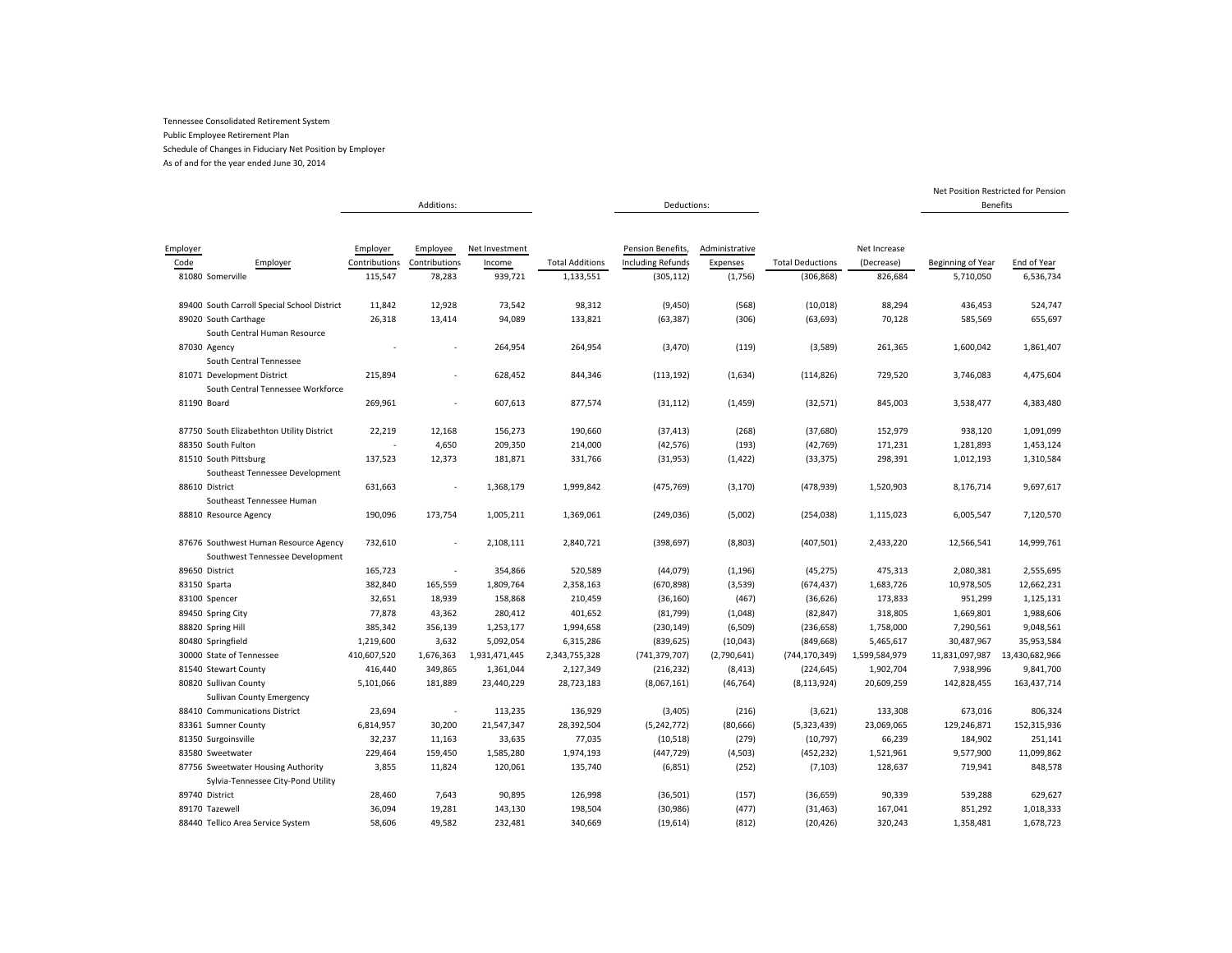Tennessee Consolidated Retirement System

Public Employee Retirement Plan

Schedule of Changes in Fiduciary Net Position by Employer

As of and for the year ended June 30, 2014

| | | Additions: | | | | Deductions: | | | | Net Position Restricted for Pension Benefits | |
|---|---|---|---|---|---|---|---|---|---|---|---|
| Employer Code | Employer | Employer Contributions | Employee Contributions | Net Investment Income | Total Additions | Pension Benefits, Including Refunds | Administrative Expenses | Total Deductions | Net Increase (Decrease) | Beginning of Year | End of Year |
| 81080 | Somerville | 115,547 | 78,283 | 939,721 | 1,133,551 | (305,112) | (1,756) | (306,868) | 826,684 | 5,710,050 | 6,536,734 |
| 89400 | South Carroll Special School District | 11,842 | 12,928 | 73,542 | 98,312 | (9,450) | (568) | (10,018) | 88,294 | 436,453 | 524,747 |
| 89020 | South Carthage | 26,318 | 13,414 | 94,089 | 133,821 | (63,387) | (306) | (63,693) | 70,128 | 585,569 | 655,697 |
| 87030 | South Central Human Resource Agency | - | - | 264,954 | 264,954 | (3,470) | (119) | (3,589) | 261,365 | 1,600,042 | 1,861,407 |
| 81071 | South Central Tennessee Development District | 215,894 | - | 628,452 | 844,346 | (113,192) | (1,634) | (114,826) | 729,520 | 3,746,083 | 4,475,604 |
| 81190 | South Central Tennessee Workforce Board | 269,961 | - | 607,613 | 877,574 | (31,112) | (1,459) | (32,571) | 845,003 | 3,538,477 | 4,383,480 |
| 87750 | South Elizabethton Utility District | 22,219 | 12,168 | 156,273 | 190,660 | (37,413) | (268) | (37,680) | 152,979 | 938,120 | 1,091,099 |
| 88350 | South Fulton | - | 4,650 | 209,350 | 214,000 | (42,576) | (193) | (42,769) | 171,231 | 1,281,893 | 1,453,124 |
| 81510 | South Pittsburg | 137,523 | 12,373 | 181,871 | 331,766 | (31,953) | (1,422) | (33,375) | 298,391 | 1,012,193 | 1,310,584 |
| 88610 | Southeast Tennessee Development District | 631,663 | - | 1,368,179 | 1,999,842 | (475,769) | (3,170) | (478,939) | 1,520,903 | 8,176,714 | 9,697,617 |
| 88810 | Southeast Tennessee Human Resource Agency | 190,096 | 173,754 | 1,005,211 | 1,369,061 | (249,036) | (5,002) | (254,038) | 1,115,023 | 6,005,547 | 7,120,570 |
| 87676 | Southwest Human Resource Agency | 732,610 | - | 2,108,111 | 2,840,721 | (398,697) | (8,803) | (407,501) | 2,433,220 | 12,566,541 | 14,999,761 |
| 89650 | Southwest Tennessee Development District | 165,723 | - | 354,866 | 520,589 | (44,079) | (1,196) | (45,275) | 475,313 | 2,080,381 | 2,555,695 |
| 83150 | Sparta | 382,840 | 165,559 | 1,809,764 | 2,358,163 | (670,898) | (3,539) | (674,437) | 1,683,726 | 10,978,505 | 12,662,231 |
| 83100 | Spencer | 32,651 | 18,939 | 158,868 | 210,459 | (36,160) | (467) | (36,626) | 173,833 | 951,299 | 1,125,131 |
| 89450 | Spring City | 77,878 | 43,362 | 280,412 | 401,652 | (81,799) | (1,048) | (82,847) | 318,805 | 1,669,801 | 1,988,606 |
| 88820 | Spring Hill | 385,342 | 356,139 | 1,253,177 | 1,994,658 | (230,149) | (6,509) | (236,658) | 1,758,000 | 7,290,561 | 9,048,561 |
| 80480 | Springfield | 1,219,600 | 3,632 | 5,092,054 | 6,315,286 | (839,625) | (10,043) | (849,668) | 5,465,617 | 30,487,967 | 35,953,584 |
| 30000 | State of Tennessee | 410,607,520 | 1,676,363 | 1,931,471,445 | 2,343,755,328 | (741,379,707) | (2,790,641) | (744,170,349) | 1,599,584,979 | 11,831,097,987 | 13,430,682,966 |
| 81540 | Stewart County | 416,440 | 349,865 | 1,361,044 | 2,127,349 | (216,232) | (8,413) | (224,645) | 1,902,704 | 7,938,996 | 9,841,700 |
| 80820 | Sullivan County | 5,101,066 | 181,889 | 23,440,229 | 28,723,183 | (8,067,161) | (46,764) | (8,113,924) | 20,609,259 | 142,828,455 | 163,437,714 |
| 88410 | Sullivan County Emergency Communications District | 23,694 | - | 113,235 | 136,929 | (3,405) | (216) | (3,621) | 133,308 | 673,016 | 806,324 |
| 83361 | Sumner County | 6,814,957 | 30,200 | 21,547,347 | 28,392,504 | (5,242,772) | (80,666) | (5,323,439) | 23,069,065 | 129,246,871 | 152,315,936 |
| 81350 | Surgoinsville | 32,237 | 11,163 | 33,635 | 77,035 | (10,518) | (279) | (10,797) | 66,239 | 184,902 | 251,141 |
| 83580 | Sweetwater | 229,464 | 159,450 | 1,585,280 | 1,974,193 | (447,729) | (4,503) | (452,232) | 1,521,961 | 9,577,900 | 11,099,862 |
| 87756 | Sweetwater Housing Authority | 3,855 | 11,824 | 120,061 | 135,740 | (6,851) | (252) | (7,103) | 128,637 | 719,941 | 848,578 |
| 89740 | Sylvia-Tennessee City-Pond Utility District | 28,460 | 7,643 | 90,895 | 126,998 | (36,501) | (157) | (36,659) | 90,339 | 539,288 | 629,627 |
| 89170 | Tazewell | 36,094 | 19,281 | 143,130 | 198,504 | (30,986) | (477) | (31,463) | 167,041 | 851,292 | 1,018,333 |
| 88440 | Tellico Area Service System | 58,606 | 49,582 | 232,481 | 340,669 | (19,614) | (812) | (20,426) | 320,243 | 1,358,481 | 1,678,723 |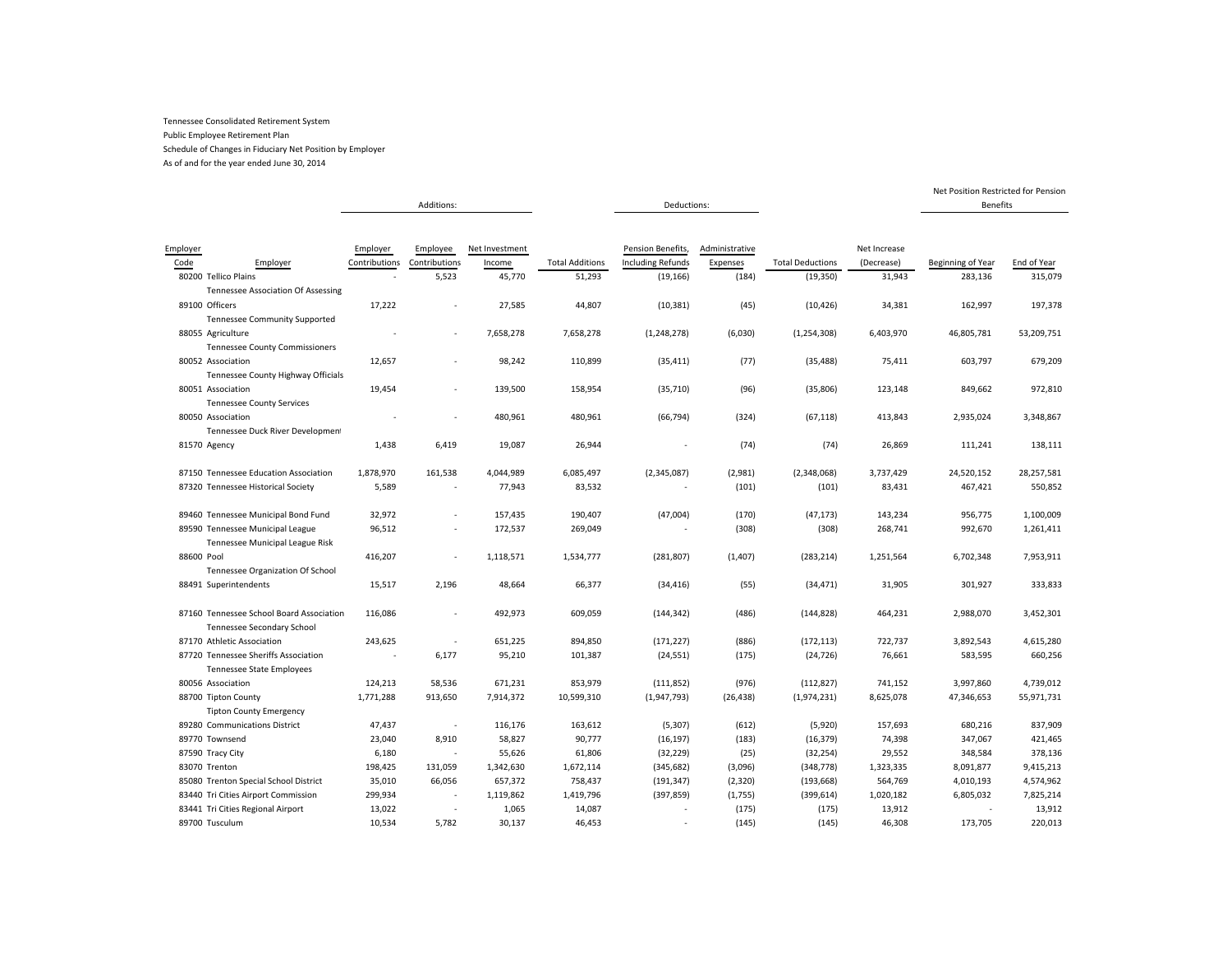Tennessee Consolidated Retirement System

Public Employee Retirement Plan

Schedule of Changes in Fiduciary Net Position by Employer

As of and for the year ended June 30, 2014

| | | Additions: | | | | Deductions: | | | | Net Position Restricted for Pension Benefits | |
|---|---|---|---|---|---|---|---|---|---|---|---|
| Employer Code | Employer | Employer Contributions | Employee Contributions | Net Investment Income | Total Additions | Pension Benefits, Including Refunds | Administrative Expenses | Total Deductions | Net Increase (Decrease) | Beginning of Year | End of Year |
| 80200 | Tellico Plains | - | 5,523 | 45,770 | 51,293 | (19,166) | (184) | (19,350) | 31,943 | 283,136 | 315,079 |
| 89100 | Tennessee Association Of Assessing Officers | 17,222 | - | 27,585 | 44,807 | (10,381) | (45) | (10,426) | 34,381 | 162,997 | 197,378 |
| 88055 | Tennessee Community Supported Agriculture | - | - | 7,658,278 | 7,658,278 | (1,248,278) | (6,030) | (1,254,308) | 6,403,970 | 46,805,781 | 53,209,751 |
| 80052 | Tennessee County Commissioners Association | 12,657 | - | 98,242 | 110,899 | (35,411) | (77) | (35,488) | 75,411 | 603,797 | 679,209 |
| 80051 | Tennessee County Highway Officials Association | 19,454 | - | 139,500 | 158,954 | (35,710) | (96) | (35,806) | 123,148 | 849,662 | 972,810 |
| 80050 | Tennessee County Services Association | - | - | 480,961 | 480,961 | (66,794) | (324) | (67,118) | 413,843 | 2,935,024 | 3,348,867 |
| 81570 | Tennessee Duck River Development Agency | 1,438 | 6,419 | 19,087 | 26,944 | - | (74) | (74) | 26,869 | 111,241 | 138,111 |
| 87150 | Tennessee Education Association | 1,878,970 | 161,538 | 4,044,989 | 6,085,497 | (2,345,087) | (2,981) | (2,348,068) | 3,737,429 | 24,520,152 | 28,257,581 |
| 87320 | Tennessee Historical Society | 5,589 | - | 77,943 | 83,532 | - | (101) | (101) | 83,431 | 467,421 | 550,852 |
| 89460 | Tennessee Municipal Bond Fund | 32,972 | - | 157,435 | 190,407 | (47,004) | (170) | (47,173) | 143,234 | 956,775 | 1,100,009 |
| 89590 | Tennessee Municipal League | 96,512 | - | 172,537 | 269,049 | - | (308) | (308) | 268,741 | 992,670 | 1,261,411 |
| 88600 | Tennessee Municipal League Risk Pool | 416,207 | - | 1,118,571 | 1,534,777 | (281,807) | (1,407) | (283,214) | 1,251,564 | 6,702,348 | 7,953,911 |
| 88491 | Tennessee Organization Of School Superintendents | 15,517 | 2,196 | 48,664 | 66,377 | (34,416) | (55) | (34,471) | 31,905 | 301,927 | 333,833 |
| 87160 | Tennessee School Board Association | 116,086 | - | 492,973 | 609,059 | (144,342) | (486) | (144,828) | 464,231 | 2,988,070 | 3,452,301 |
| 87170 | Tennessee Secondary School Athletic Association | 243,625 | - | 651,225 | 894,850 | (171,227) | (886) | (172,113) | 722,737 | 3,892,543 | 4,615,280 |
| 87720 | Tennessee Sheriffs Association | - | 6,177 | 95,210 | 101,387 | (24,551) | (175) | (24,726) | 76,661 | 583,595 | 660,256 |
| 80056 | Tennessee State Employees Association | 124,213 | 58,536 | 671,231 | 853,979 | (111,852) | (976) | (112,827) | 741,152 | 3,997,860 | 4,739,012 |
| 88700 | Tipton County | 1,771,288 | 913,650 | 7,914,372 | 10,599,310 | (1,947,793) | (26,438) | (1,974,231) | 8,625,078 | 47,346,653 | 55,971,731 |
| 89280 | Tipton County Emergency Communications District | 47,437 | - | 116,176 | 163,612 | (5,307) | (612) | (5,920) | 157,693 | 680,216 | 837,909 |
| 89770 | Townsend | 23,040 | 8,910 | 58,827 | 90,777 | (16,197) | (183) | (16,379) | 74,398 | 347,067 | 421,465 |
| 87590 | Tracy City | 6,180 | - | 55,626 | 61,806 | (32,229) | (25) | (32,254) | 29,552 | 348,584 | 378,136 |
| 83070 | Trenton | 198,425 | 131,059 | 1,342,630 | 1,672,114 | (345,682) | (3,096) | (348,778) | 1,323,335 | 8,091,877 | 9,415,213 |
| 85080 | Trenton Special School District | 35,010 | 66,056 | 657,372 | 758,437 | (191,347) | (2,320) | (193,668) | 564,769 | 4,010,193 | 4,574,962 |
| 83440 | Tri Cities Airport Commission | 299,934 | - | 1,119,862 | 1,419,796 | (397,859) | (1,755) | (399,614) | 1,020,182 | 6,805,032 | 7,825,214 |
| 83441 | Tri Cities Regional Airport | 13,022 | - | 1,065 | 14,087 | - | (175) | (175) | 13,912 | - | 13,912 |
| 89700 | Tusculum | 10,534 | 5,782 | 30,137 | 46,453 | - | (145) | (145) | 46,308 | 173,705 | 220,013 |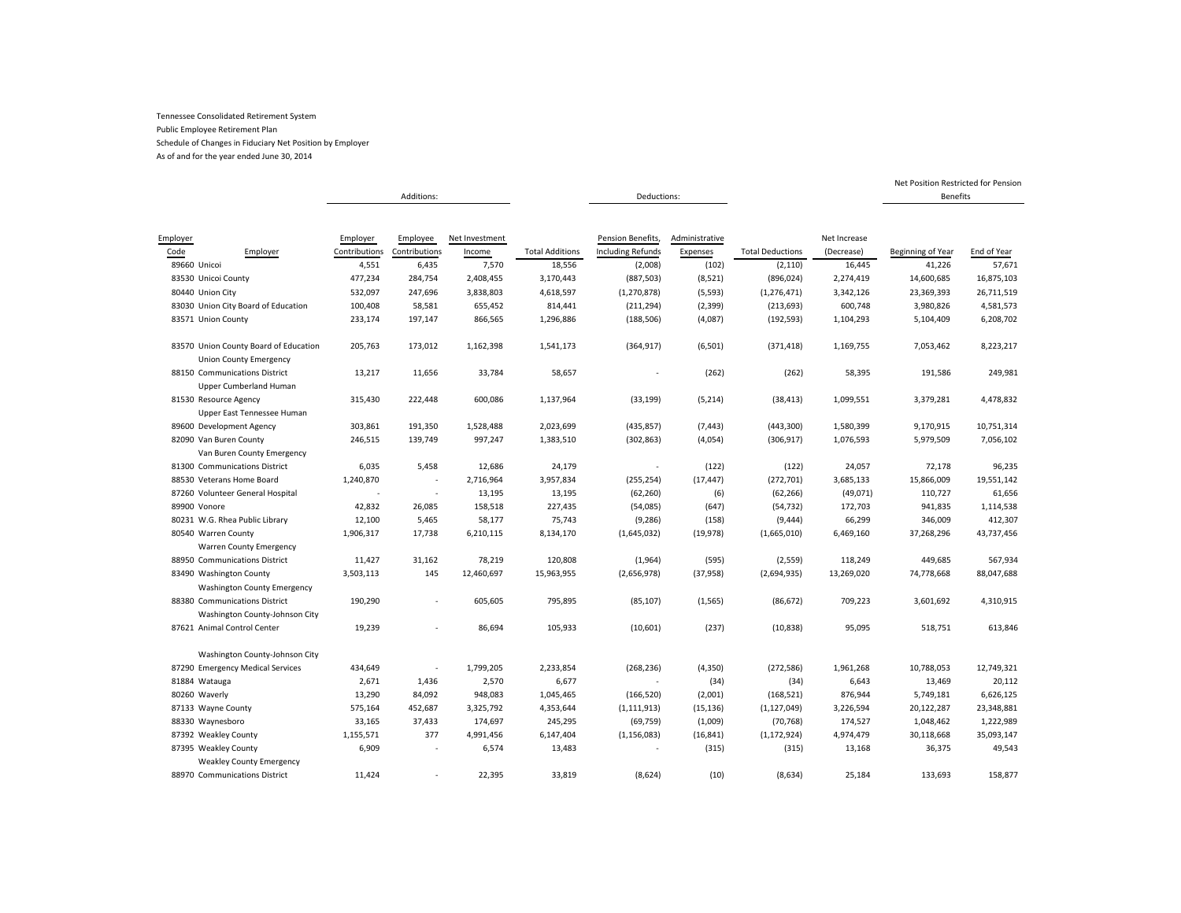Tennessee Consolidated Retirement System

Public Employee Retirement Plan

Schedule of Changes in Fiduciary Net Position by Employer

As of and for the year ended June 30, 2014

| | | Additions: | | | | Deductions: | | | | Net Position Restricted for Pension Benefits | |
|---|---|---|---|---|---|---|---|---|---|---|---|
| Employer Code | Employer | Employer Contributions | Employee Contributions | Net Investment Income | Total Additions | Pension Benefits, Including Refunds | Administrative Expenses | Total Deductions | Net Increase (Decrease) | Beginning of Year | End of Year |
| 89660 | Unicoi | 4,551 | 6,435 | 7,570 | 18,556 | (2,008) | (102) | (2,110) | 16,445 | 41,226 | 57,671 |
| 83530 | Unicoi County | 477,234 | 284,754 | 2,408,455 | 3,170,443 | (887,503) | (8,521) | (896,024) | 2,274,419 | 14,600,685 | 16,875,103 |
| 80440 | Union City | 532,097 | 247,696 | 3,838,803 | 4,618,597 | (1,270,878) | (5,593) | (1,276,471) | 3,342,126 | 23,369,393 | 26,711,519 |
| 83030 | Union City Board of Education | 100,408 | 58,581 | 655,452 | 814,441 | (211,294) | (2,399) | (213,693) | 600,748 | 3,980,826 | 4,581,573 |
| 83571 | Union County | 233,174 | 197,147 | 866,565 | 1,296,886 | (188,506) | (4,087) | (192,593) | 1,104,293 | 5,104,409 | 6,208,702 |
| 83570 | Union County Board of Education | 205,763 | 173,012 | 1,162,398 | 1,541,173 | (364,917) | (6,501) | (371,418) | 1,169,755 | 7,053,462 | 8,223,217 |
| 88150 | Union County Emergency Communications District | 13,217 | 11,656 | 33,784 | 58,657 | - | (262) | (262) | 58,395 | 191,586 | 249,981 |
| 81530 | Upper Cumberland Human Resource Agency | 315,430 | 222,448 | 600,086 | 1,137,964 | (33,199) | (5,214) | (38,413) | 1,099,551 | 3,379,281 | 4,478,832 |
| 89600 | Upper East Tennessee Human Development Agency | 303,861 | 191,350 | 1,528,488 | 2,023,699 | (435,857) | (7,443) | (443,300) | 1,580,399 | 9,170,915 | 10,751,314 |
| 82090 | Van Buren County | 246,515 | 139,749 | 997,247 | 1,383,510 | (302,863) | (4,054) | (306,917) | 1,076,593 | 5,979,509 | 7,056,102 |
| 81300 | Van Buren County Emergency Communications District | 6,035 | 5,458 | 12,686 | 24,179 | - | (122) | (122) | 24,057 | 72,178 | 96,235 |
| 88530 | Veterans Home Board | 1,240,870 | - | 2,716,964 | 3,957,834 | (255,254) | (17,447) | (272,701) | 3,685,133 | 15,866,009 | 19,551,142 |
| 87260 | Volunteer General Hospital | - | - | 13,195 | 13,195 | (62,260) | (6) | (62,266) | (49,071) | 110,727 | 61,656 |
| 89900 | Vonore | 42,832 | 26,085 | 158,518 | 227,435 | (54,085) | (647) | (54,732) | 172,703 | 941,835 | 1,114,538 |
| 80231 | W.G. Rhea Public Library | 12,100 | 5,465 | 58,177 | 75,743 | (9,286) | (158) | (9,444) | 66,299 | 346,009 | 412,307 |
| 80540 | Warren County | 1,906,317 | 17,738 | 6,210,115 | 8,134,170 | (1,645,032) | (19,978) | (1,665,010) | 6,469,160 | 37,268,296 | 43,737,456 |
| 88950 | Warren County Emergency Communications District | 11,427 | 31,162 | 78,219 | 120,808 | (1,964) | (595) | (2,559) | 118,249 | 449,685 | 567,934 |
| 83490 | Washington County | 3,503,113 | 145 | 12,460,697 | 15,963,955 | (2,656,978) | (37,958) | (2,694,935) | 13,269,020 | 74,778,668 | 88,047,688 |
| 88380 | Washington County Emergency Communications District | 190,290 | - | 605,605 | 795,895 | (85,107) | (1,565) | (86,672) | 709,223 | 3,601,692 | 4,310,915 |
| 87621 | Washington County-Johnson City Animal Control Center | 19,239 | - | 86,694 | 105,933 | (10,601) | (237) | (10,838) | 95,095 | 518,751 | 613,846 |
| 87290 | Washington County-Johnson City Emergency Medical Services | 434,649 | - | 1,799,205 | 2,233,854 | (268,236) | (4,350) | (272,586) | 1,961,268 | 10,788,053 | 12,749,321 |
| 81884 | Watauga | 2,671 | 1,436 | 2,570 | 6,677 | - | (34) | (34) | 6,643 | 13,469 | 20,112 |
| 80260 | Waverly | 13,290 | 84,092 | 948,083 | 1,045,465 | (166,520) | (2,001) | (168,521) | 876,944 | 5,749,181 | 6,626,125 |
| 87133 | Wayne County | 575,164 | 452,687 | 3,325,792 | 4,353,644 | (1,111,913) | (15,136) | (1,127,049) | 3,226,594 | 20,122,287 | 23,348,881 |
| 88330 | Waynesboro | 33,165 | 37,433 | 174,697 | 245,295 | (69,759) | (1,009) | (70,768) | 174,527 | 1,048,462 | 1,222,989 |
| 87392 | Weakley County | 1,155,571 | 377 | 4,991,456 | 6,147,404 | (1,156,083) | (16,841) | (1,172,924) | 4,974,479 | 30,118,668 | 35,093,147 |
| 87395 | Weakley County | 6,909 | - | 6,574 | 13,483 | - | (315) | (315) | 13,168 | 36,375 | 49,543 |
| 88970 | Weakley County Emergency Communications District | 11,424 | - | 22,395 | 33,819 | (8,624) | (10) | (8,634) | 25,184 | 133,693 | 158,877 |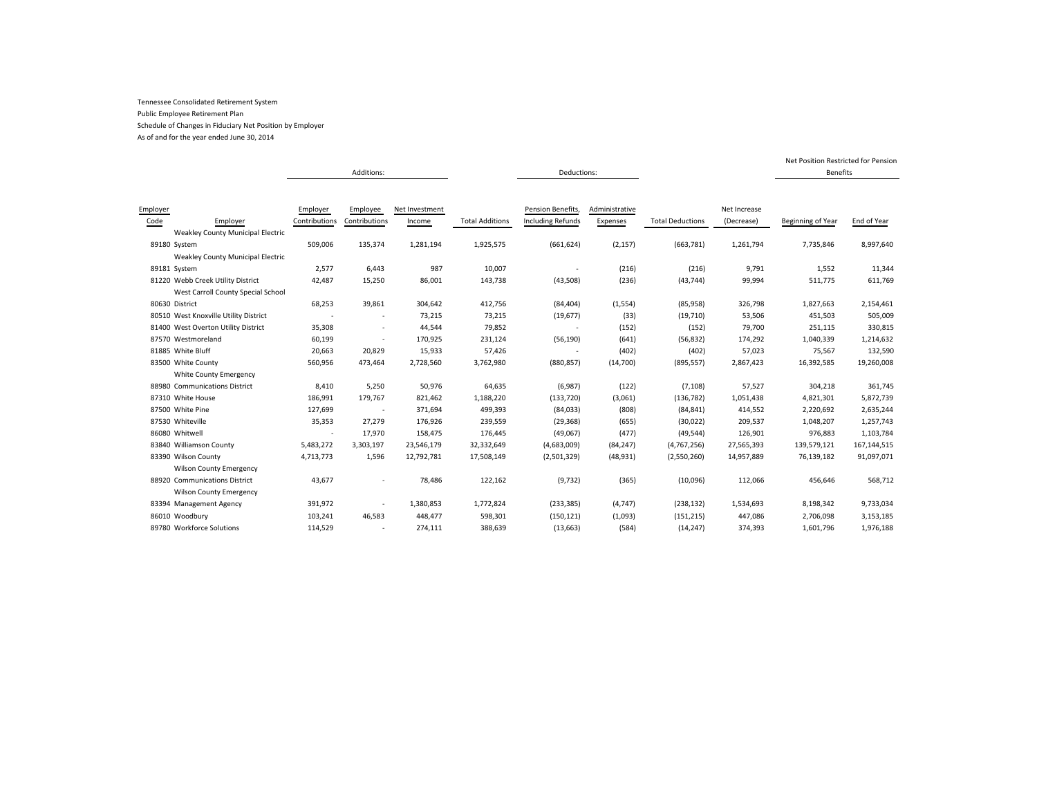Tennessee Consolidated Retirement System
Public Employee Retirement Plan
Schedule of Changes in Fiduciary Net Position by Employer
As of and for the year ended June 30, 2014

| | | Additions: | | | | Deductions: | | | | Net Position Restricted for Pension Benefits | |
|---|---|---|---|---|---|---|---|---|---|---|---|
| Employer Code | Employer | Employer Contributions | Employee Contributions | Net Investment Income | Total Additions | Pension Benefits, Including Refunds | Administrative Expenses | Total Deductions | Net Increase (Decrease) | Beginning of Year | End of Year |
| 89180 | Weakley County Municipal Electric System | 509,006 | 135,374 | 1,281,194 | 1,925,575 | (661,624) | (2,157) | (663,781) | 1,261,794 | 7,735,846 | 8,997,640 |
| 89181 | Weakley County Municipal Electric System | 2,577 | 6,443 | 987 | 10,007 | - | (216) | (216) | 9,791 | 1,552 | 11,344 |
| 81220 | Webb Creek Utility District | 42,487 | 15,250 | 86,001 | 143,738 | (43,508) | (236) | (43,744) | 99,994 | 511,775 | 611,769 |
| 80630 | West Carroll County Special School District | 68,253 | 39,861 | 304,642 | 412,756 | (84,404) | (1,554) | (85,958) | 326,798 | 1,827,663 | 2,154,461 |
| 80510 | West Knoxville Utility District | - | - | 73,215 | 73,215 | (19,677) | (33) | (19,710) | 53,506 | 451,503 | 505,009 |
| 81400 | West Overton Utility District | 35,308 | - | 44,544 | 79,852 | - | (152) | (152) | 79,700 | 251,115 | 330,815 |
| 87570 | Westmoreland | 60,199 | - | 170,925 | 231,124 | (56,190) | (641) | (56,832) | 174,292 | 1,040,339 | 1,214,632 |
| 81885 | White Bluff | 20,663 | 20,829 | 15,933 | 57,426 | - | (402) | (402) | 57,023 | 75,567 | 132,590 |
| 83500 | White County | 560,956 | 473,464 | 2,728,560 | 3,762,980 | (880,857) | (14,700) | (895,557) | 2,867,423 | 16,392,585 | 19,260,008 |
| 88980 | White County Emergency Communications District | 8,410 | 5,250 | 50,976 | 64,635 | (6,987) | (122) | (7,108) | 57,527 | 304,218 | 361,745 |
| 87310 | White House | 186,991 | 179,767 | 821,462 | 1,188,220 | (133,720) | (3,061) | (136,782) | 1,051,438 | 4,821,301 | 5,872,739 |
| 87500 | White Pine | 127,699 | - | 371,694 | 499,393 | (84,033) | (808) | (84,841) | 414,552 | 2,220,692 | 2,635,244 |
| 87530 | Whiteville | 35,353 | 27,279 | 176,926 | 239,559 | (29,368) | (655) | (30,022) | 209,537 | 1,048,207 | 1,257,743 |
| 86080 | Whitwell | - | 17,970 | 158,475 | 176,445 | (49,067) | (477) | (49,544) | 126,901 | 976,883 | 1,103,784 |
| 83840 | Williamson County | 5,483,272 | 3,303,197 | 23,546,179 | 32,332,649 | (4,683,009) | (84,247) | (4,767,256) | 27,565,393 | 139,579,121 | 167,144,515 |
| 83390 | Wilson County | 4,713,773 | 1,596 | 12,792,781 | 17,508,149 | (2,501,329) | (48,931) | (2,550,260) | 14,957,889 | 76,139,182 | 91,097,071 |
| 88920 | Wilson County Emergency Communications District | 43,677 | - | 78,486 | 122,162 | (9,732) | (365) | (10,096) | 112,066 | 456,646 | 568,712 |
| 83394 | Wilson County Emergency Management Agency | 391,972 | - | 1,380,853 | 1,772,824 | (233,385) | (4,747) | (238,132) | 1,534,693 | 8,198,342 | 9,733,034 |
| 86010 | Woodbury | 103,241 | 46,583 | 448,477 | 598,301 | (150,121) | (1,093) | (151,215) | 447,086 | 2,706,098 | 3,153,185 |
| 89780 | Workforce Solutions | 114,529 | - | 274,111 | 388,639 | (13,663) | (584) | (14,247) | 374,393 | 1,601,796 | 1,976,188 |